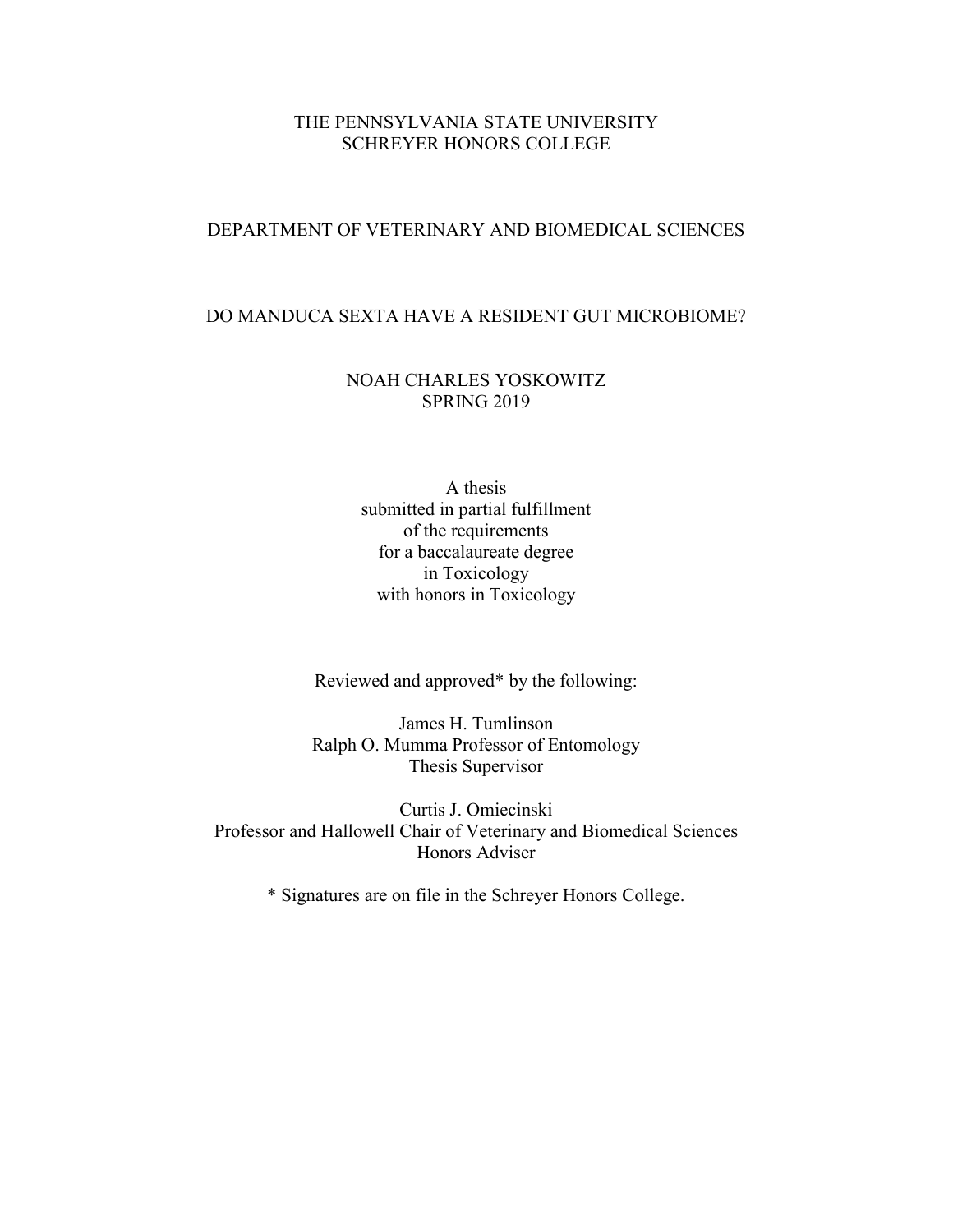THE PENNSYLVANIA STATE UNIVERSITY
SCHREYER HONORS COLLEGE

DEPARTMENT OF VETERINARY AND BIOMEDICAL SCIENCES

# DO MANDUCA SEXTA HAVE A RESIDENT GUT MICROBIOME?

NOAH CHARLES YOSKOWITZ
SPRING 2019

A thesis
submitted in partial fulfillment
of the requirements
for a baccalaureate degree
in Toxicology
with honors in Toxicology

Reviewed and approved* by the following:

James H. Tumlinson
Ralph O. Mumma Professor of Entomology
Thesis Supervisor

Curtis J. Omiecinski
Professor and Hallowell Chair of Veterinary and Biomedical Sciences
Honors Adviser

* Signatures are on file in the Schreyer Honors College.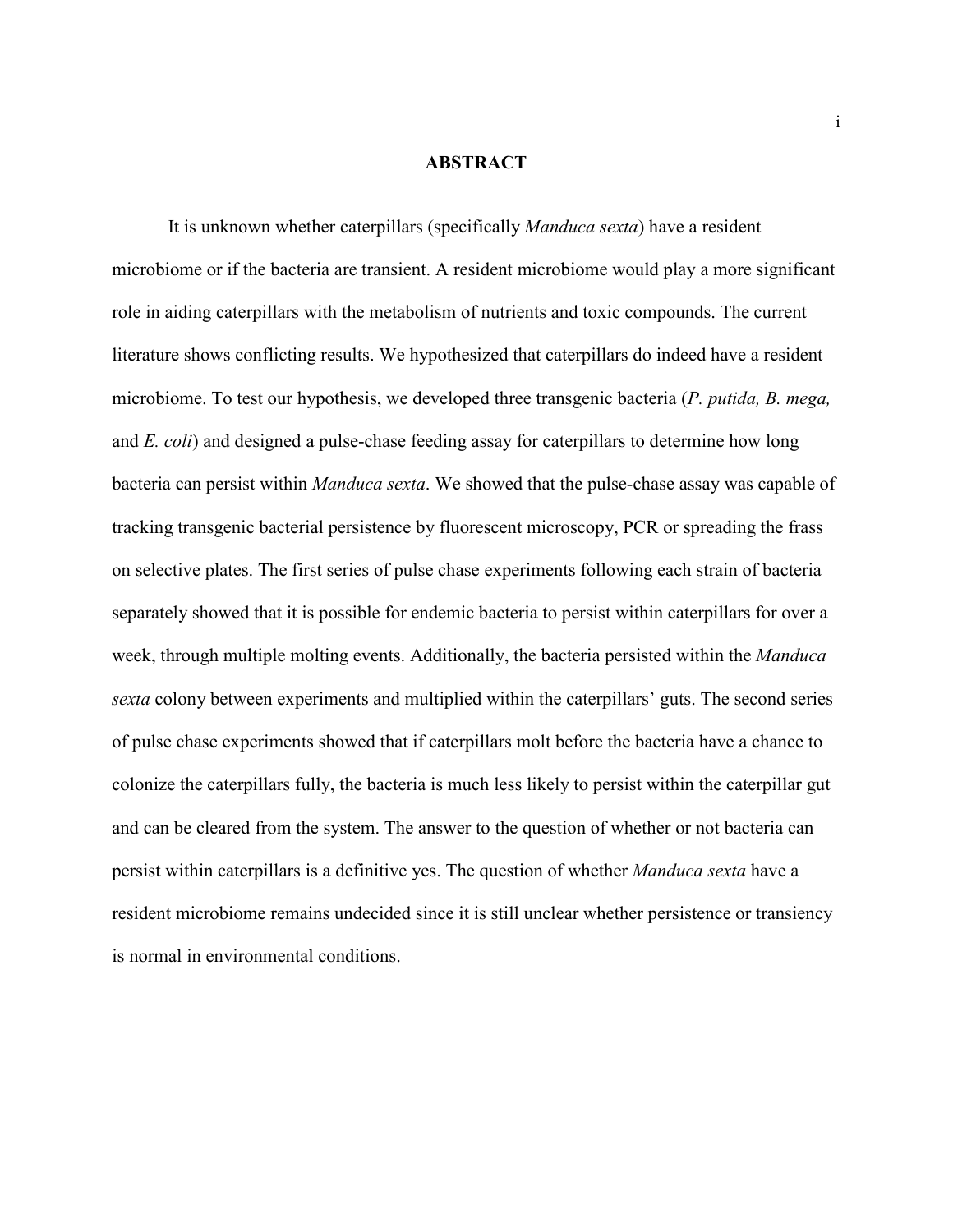# ABSTRACT

It is unknown whether caterpillars (specifically *Manduca sexta*) have a resident microbiome or if the bacteria are transient. A resident microbiome would play a more significant role in aiding caterpillars with the metabolism of nutrients and toxic compounds. The current literature shows conflicting results. We hypothesized that caterpillars do indeed have a resident microbiome. To test our hypothesis, we developed three transgenic bacteria (*P. putida, B. mega,* and *E. coli*) and designed a pulse-chase feeding assay for caterpillars to determine how long bacteria can persist within *Manduca sexta*. We showed that the pulse-chase assay was capable of tracking transgenic bacterial persistence by fluorescent microscopy, PCR or spreading the frass on selective plates. The first series of pulse chase experiments following each strain of bacteria separately showed that it is possible for endemic bacteria to persist within caterpillars for over a week, through multiple molting events. Additionally, the bacteria persisted within the *Manduca sexta* colony between experiments and multiplied within the caterpillars' guts. The second series of pulse chase experiments showed that if caterpillars molt before the bacteria have a chance to colonize the caterpillars fully, the bacteria is much less likely to persist within the caterpillar gut and can be cleared from the system. The answer to the question of whether or not bacteria can persist within caterpillars is a definitive yes. The question of whether *Manduca sexta* have a resident microbiome remains undecided since it is still unclear whether persistence or transiency is normal in environmental conditions.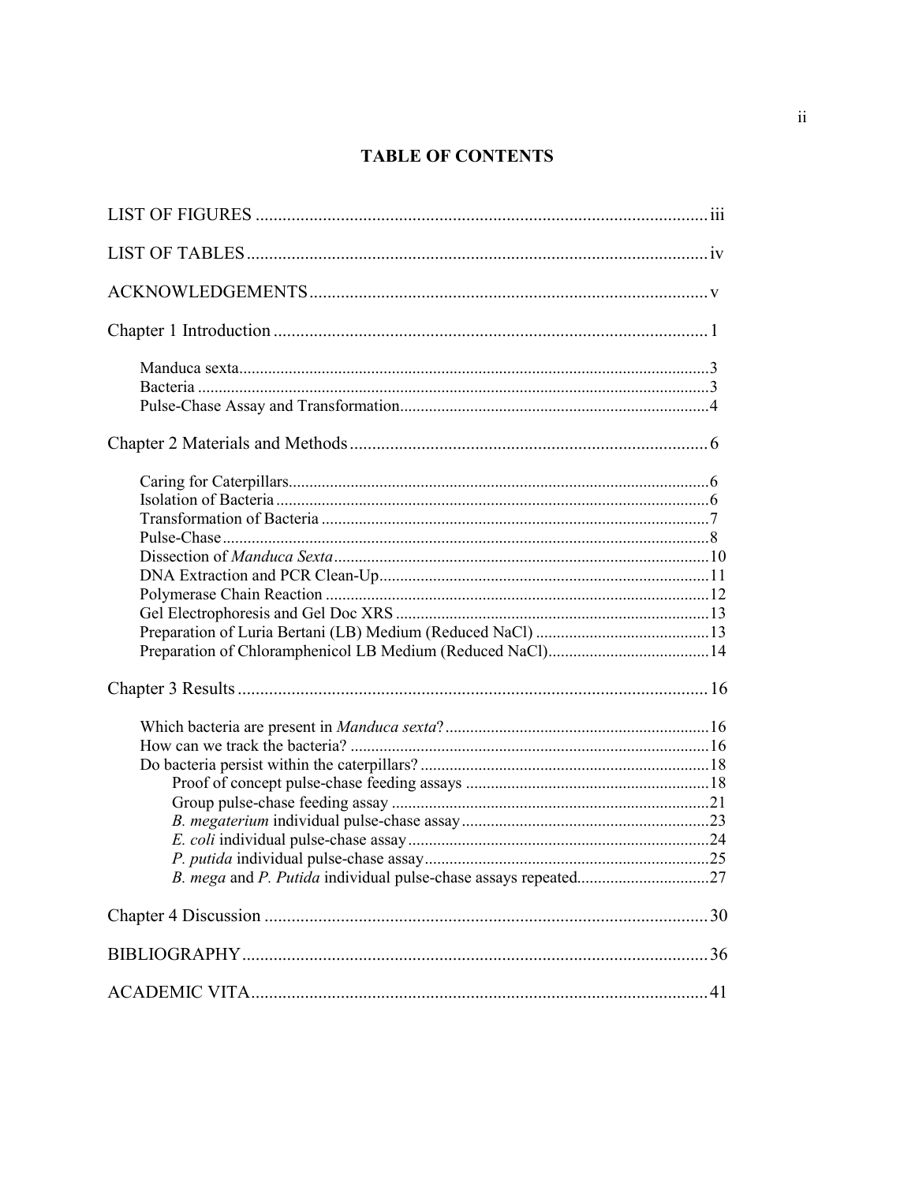# TABLE OF CONTENTS

LIST OF FIGURES ..................................................................................................... iii

LIST OF TABLES ....................................................................................................... iv

ACKNOWLEDGEMENTS ......................................................................................... v

Chapter 1 Introduction ................................................................................................. 1

- Manduca sexta ....................................................................................................... 3
- Bacteria ................................................................................................................. 3
- Pulse-Chase Assay and Transformation ................................................................ 4

Chapter 2 Materials and Methods ................................................................................ 6

- Caring for Caterpillars ........................................................................................... 6
- Isolation of Bacteria .............................................................................................. 6
- Transformation of Bacteria ................................................................................... 7
- Pulse-Chase ........................................................................................................... 8
- Dissection of *Manduca Sexta* ................................................................................ 10
- DNA Extraction and PCR Clean-Up ..................................................................... 11
- Polymerase Chain Reaction .................................................................................. 12
- Gel Electrophoresis and Gel Doc XRS ................................................................. 13
- Preparation of Luria Bertani (LB) Medium (Reduced NaCl) ................................ 13
- Preparation of Chloramphenicol LB Medium (Reduced NaCl) ............................. 14

Chapter 3 Results ......................................................................................................... 16

- Which bacteria are present in *Manduca sexta*? ..................................................... 16
- How can we track the bacteria? ............................................................................ 16
- Do bacteria persist within the caterpillars? ........................................................... 18
  - Proof of concept pulse-chase feeding assays ................................................... 18
  - Group pulse-chase feeding assay ..................................................................... 21
  - *B. megaterium* individual pulse-chase assay ..................................................... 23
  - *E. coli* individual pulse-chase assay ................................................................. 24
  - *P. putida* individual pulse-chase assay ............................................................. 25
  - *B. mega* and *P. Putida* individual pulse-chase assays repeated ......................... 27

Chapter 4 Discussion ................................................................................................... 30

BIBLIOGRAPHY ......................................................................................................... 36

ACADEMIC VITA ....................................................................................................... 41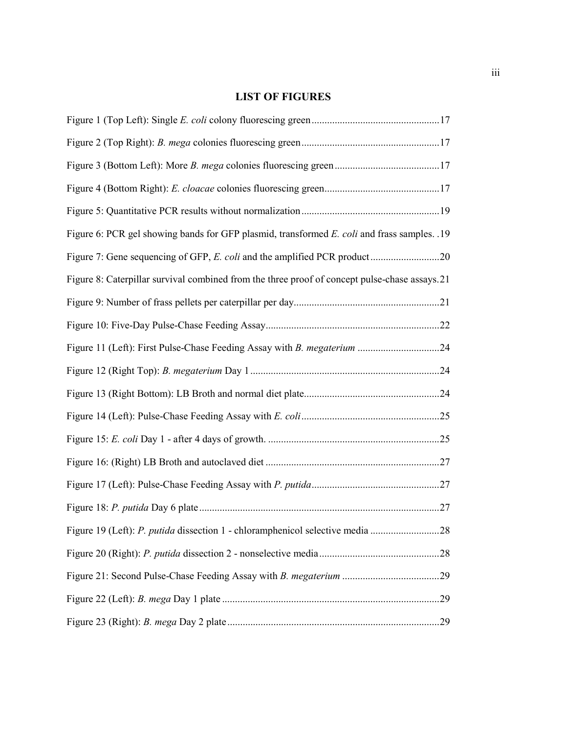# LIST OF FIGURES

Figure 1 (Top Left): Single *E. coli* colony fluorescing green ................................................. 17

Figure 2 (Top Right): *B. mega* colonies fluorescing green ..................................................... 17

Figure 3 (Bottom Left): More *B. mega* colonies fluorescing green ......................................... 17

Figure 4 (Bottom Right): *E. cloacae* colonies fluorescing green ............................................ 17

Figure 5: Quantitative PCR results without normalization ..................................................... 19

Figure 6: PCR gel showing bands for GFP plasmid, transformed *E. coli* and frass samples. . 19

Figure 7: Gene sequencing of GFP, *E. coli* and the amplified PCR product ........................... 20

Figure 8: Caterpillar survival combined from the three proof of concept pulse-chase assays. 21

Figure 9: Number of frass pellets per caterpillar per day ........................................................ 21

Figure 10: Five-Day Pulse-Chase Feeding Assay ................................................................... 22

Figure 11 (Left): First Pulse-Chase Feeding Assay with *B. megaterium* ............................... 24

Figure 12 (Right Top): *B. megaterium* Day 1 ......................................................................... 24

Figure 13 (Right Bottom): LB Broth and normal diet plate ..................................................... 24

Figure 14 (Left): Pulse-Chase Feeding Assay with *E. coli* ..................................................... 25

Figure 15: *E. coli* Day 1 - after 4 days of growth. .................................................................. 25

Figure 16: (Right) LB Broth and autoclaved diet .................................................................... 27

Figure 17 (Left): Pulse-Chase Feeding Assay with *P. putida* ................................................. 27

Figure 18: *P. putida* Day 6 plate ............................................................................................. 27

Figure 19 (Left): *P. putida* dissection 1 - chloramphenicol selective media .......................... 28

Figure 20 (Right): *P. putida* dissection 2 - nonselective media .............................................. 28

Figure 21: Second Pulse-Chase Feeding Assay with *B. megaterium* ..................................... 29

Figure 22 (Left): *B. mega* Day 1 plate .................................................................................... 29

Figure 23 (Right): *B. mega* Day 2 plate .................................................................................. 29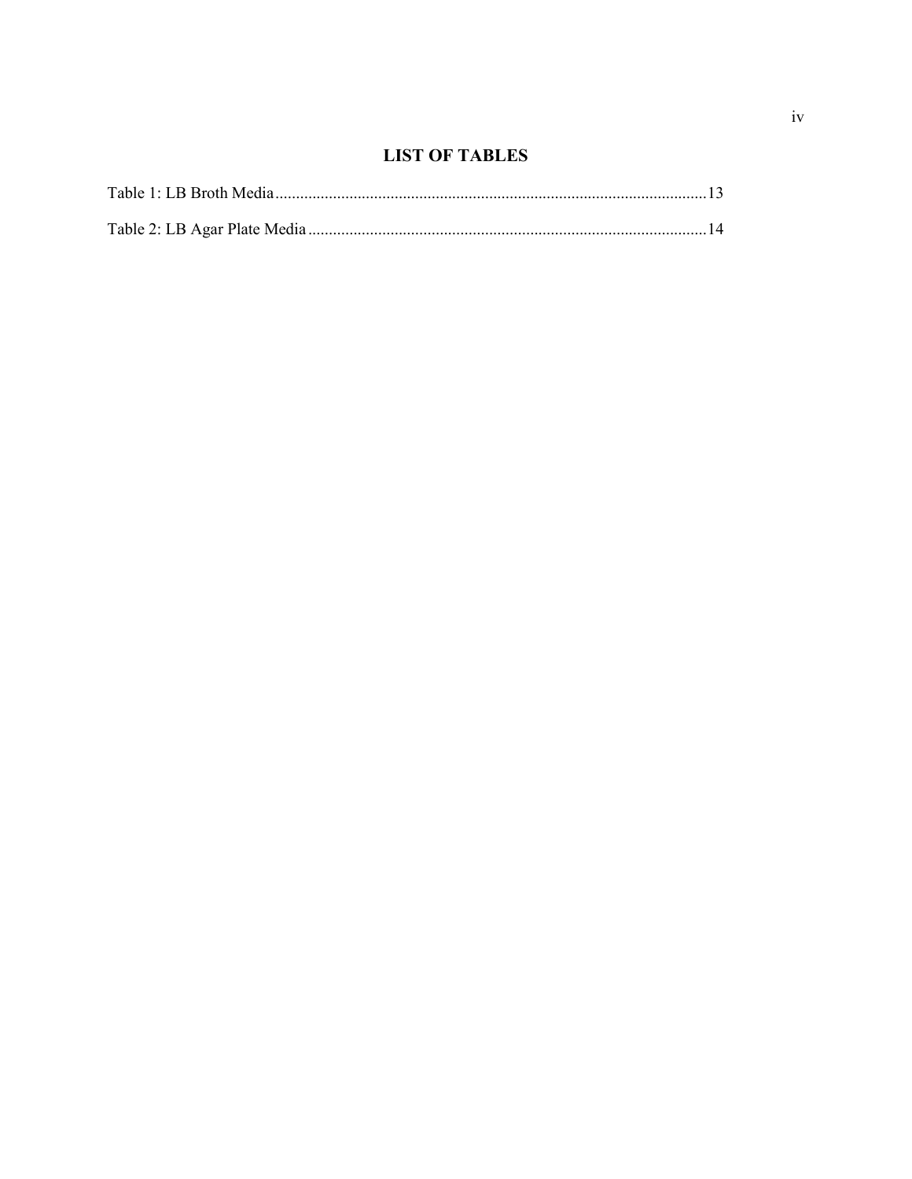# LIST OF TABLES

Table 1: LB Broth Media....................................................................................................13

Table 2: LB Agar Plate Media ............................................................................................14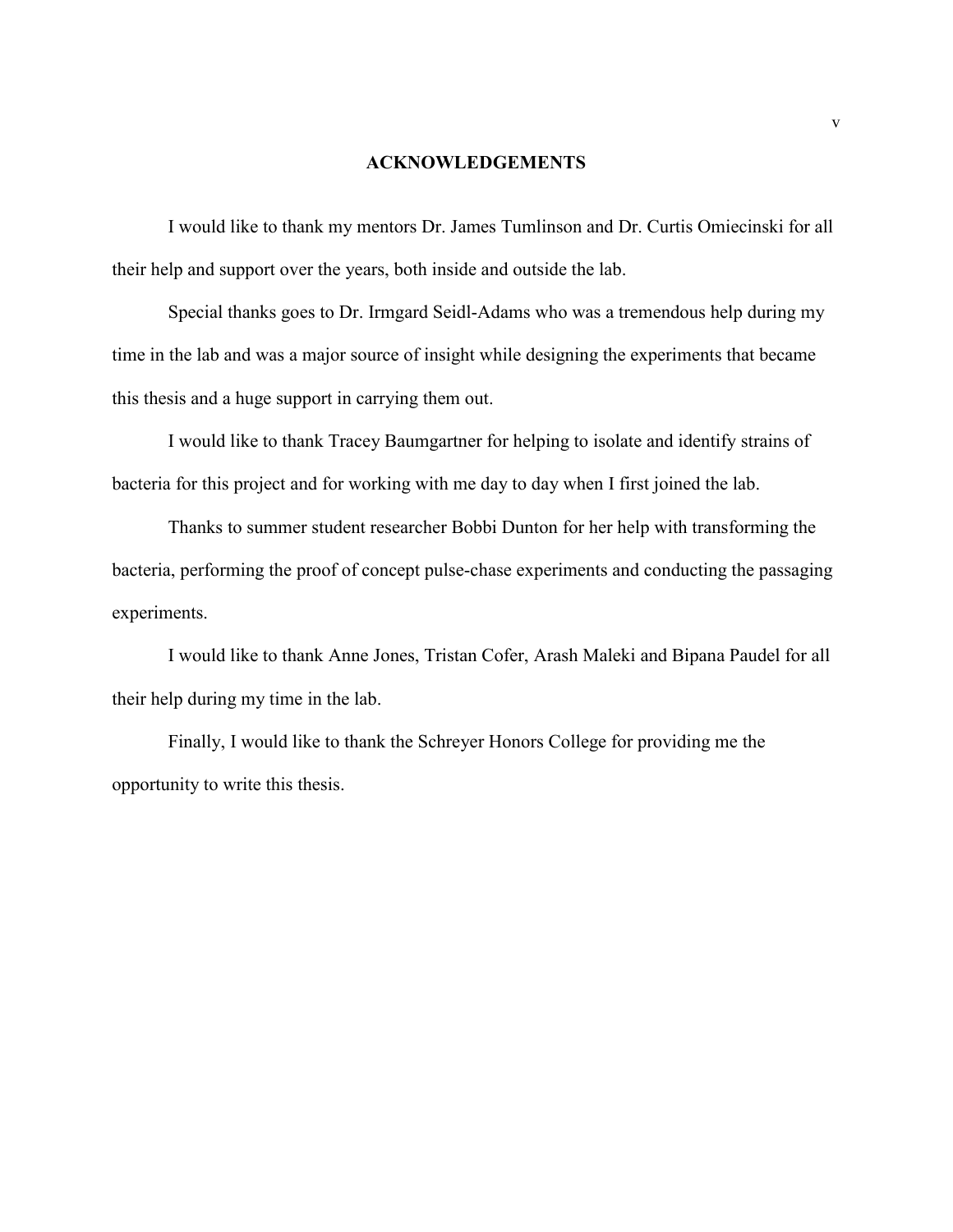## ACKNOWLEDGEMENTS

I would like to thank my mentors Dr. James Tumlinson and Dr. Curtis Omiecinski for all their help and support over the years, both inside and outside the lab.

Special thanks goes to Dr. Irmgard Seidl-Adams who was a tremendous help during my time in the lab and was a major source of insight while designing the experiments that became this thesis and a huge support in carrying them out.

I would like to thank Tracey Baumgartner for helping to isolate and identify strains of bacteria for this project and for working with me day to day when I first joined the lab.

Thanks to summer student researcher Bobbi Dunton for her help with transforming the bacteria, performing the proof of concept pulse-chase experiments and conducting the passaging experiments.

I would like to thank Anne Jones, Tristan Cofer, Arash Maleki and Bipana Paudel for all their help during my time in the lab.

Finally, I would like to thank the Schreyer Honors College for providing me the opportunity to write this thesis.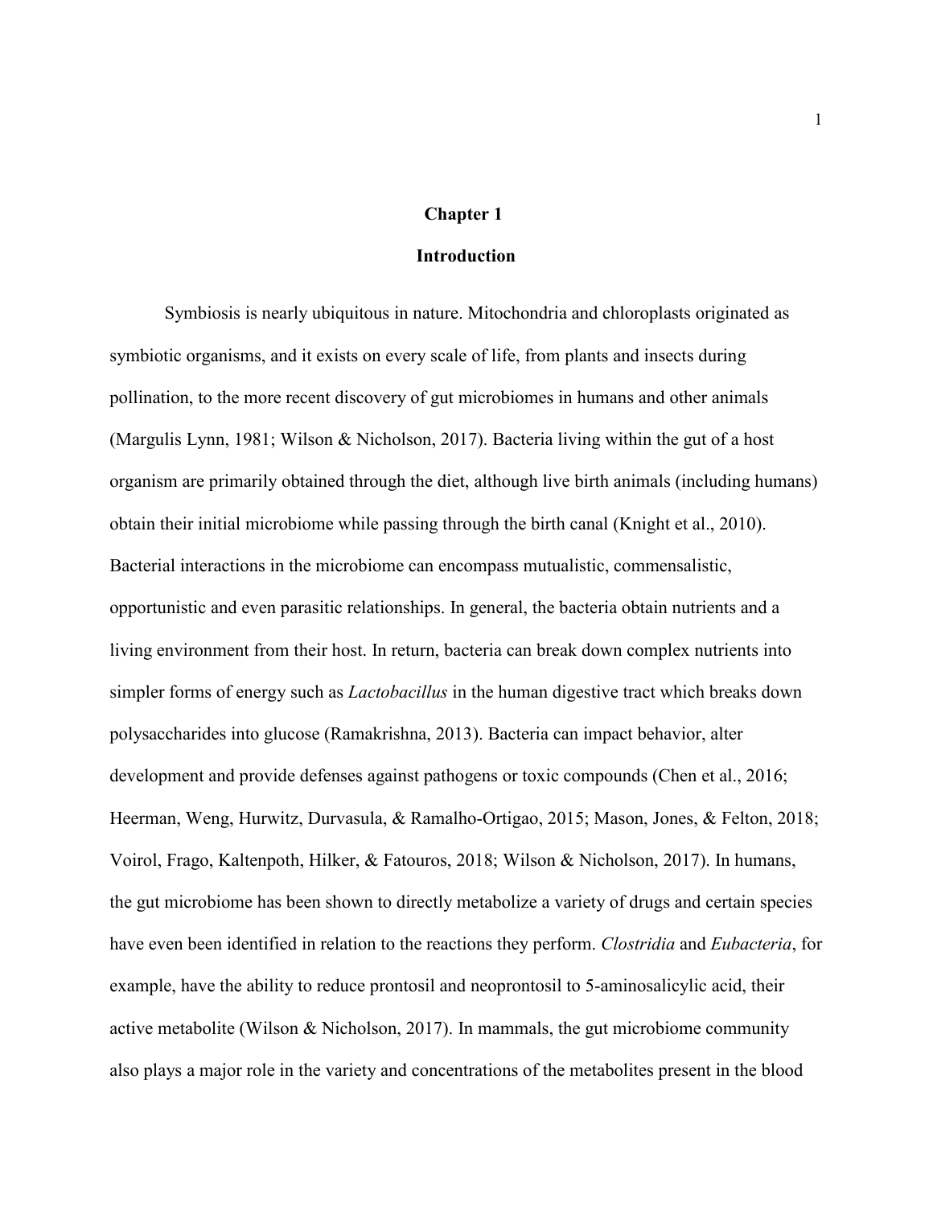# Chapter 1

## Introduction

Symbiosis is nearly ubiquitous in nature. Mitochondria and chloroplasts originated as symbiotic organisms, and it exists on every scale of life, from plants and insects during pollination, to the more recent discovery of gut microbiomes in humans and other animals (Margulis Lynn, 1981; Wilson & Nicholson, 2017). Bacteria living within the gut of a host organism are primarily obtained through the diet, although live birth animals (including humans) obtain their initial microbiome while passing through the birth canal (Knight et al., 2010). Bacterial interactions in the microbiome can encompass mutualistic, commensalistic, opportunistic and even parasitic relationships. In general, the bacteria obtain nutrients and a living environment from their host. In return, bacteria can break down complex nutrients into simpler forms of energy such as *Lactobacillus* in the human digestive tract which breaks down polysaccharides into glucose (Ramakrishna, 2013). Bacteria can impact behavior, alter development and provide defenses against pathogens or toxic compounds (Chen et al., 2016; Heerman, Weng, Hurwitz, Durvasula, & Ramalho-Ortigao, 2015; Mason, Jones, & Felton, 2018; Voirol, Frago, Kaltenpoth, Hilker, & Fatouros, 2018; Wilson & Nicholson, 2017). In humans, the gut microbiome has been shown to directly metabolize a variety of drugs and certain species have even been identified in relation to the reactions they perform. *Clostridia* and *Eubacteria*, for example, have the ability to reduce prontosil and neoprontosil to 5-aminosalicylic acid, their active metabolite (Wilson & Nicholson, 2017). In mammals, the gut microbiome community also plays a major role in the variety and concentrations of the metabolites present in the blood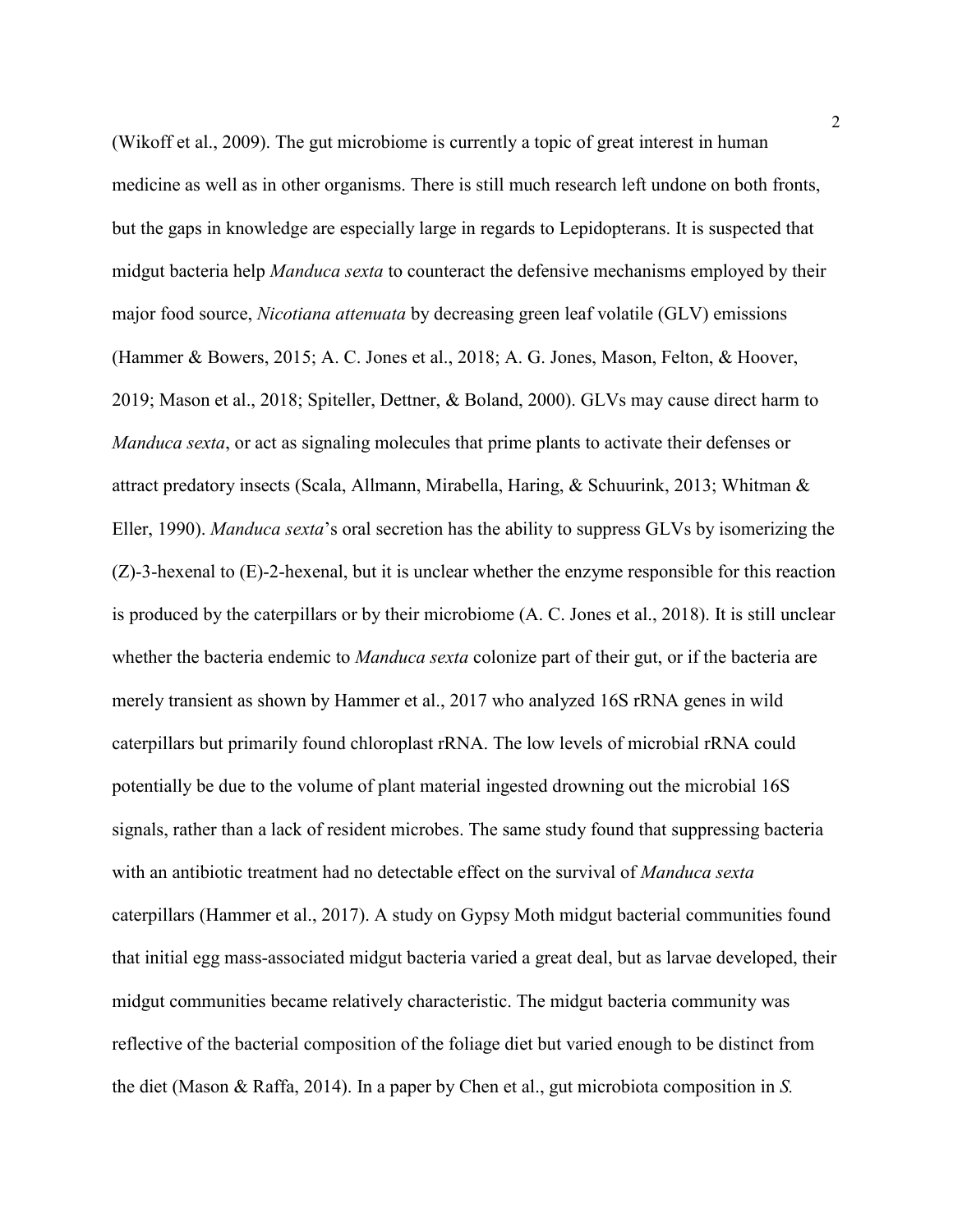(Wikoff et al., 2009). The gut microbiome is currently a topic of great interest in human medicine as well as in other organisms. There is still much research left undone on both fronts, but the gaps in knowledge are especially large in regards to Lepidopterans. It is suspected that midgut bacteria help *Manduca sexta* to counteract the defensive mechanisms employed by their major food source, *Nicotiana attenuata* by decreasing green leaf volatile (GLV) emissions (Hammer & Bowers, 2015; A. C. Jones et al., 2018; A. G. Jones, Mason, Felton, & Hoover, 2019; Mason et al., 2018; Spiteller, Dettner, & Boland, 2000). GLVs may cause direct harm to *Manduca sexta*, or act as signaling molecules that prime plants to activate their defenses or attract predatory insects (Scala, Allmann, Mirabella, Haring, & Schuurink, 2013; Whitman & Eller, 1990). *Manduca sexta*'s oral secretion has the ability to suppress GLVs by isomerizing the (Z)-3-hexenal to (E)-2-hexenal, but it is unclear whether the enzyme responsible for this reaction is produced by the caterpillars or by their microbiome (A. C. Jones et al., 2018). It is still unclear whether the bacteria endemic to *Manduca sexta* colonize part of their gut, or if the bacteria are merely transient as shown by Hammer et al., 2017 who analyzed 16S rRNA genes in wild caterpillars but primarily found chloroplast rRNA. The low levels of microbial rRNA could potentially be due to the volume of plant material ingested drowning out the microbial 16S signals, rather than a lack of resident microbes. The same study found that suppressing bacteria with an antibiotic treatment had no detectable effect on the survival of *Manduca sexta* caterpillars (Hammer et al., 2017). A study on Gypsy Moth midgut bacterial communities found that initial egg mass-associated midgut bacteria varied a great deal, but as larvae developed, their midgut communities became relatively characteristic. The midgut bacteria community was reflective of the bacterial composition of the foliage diet but varied enough to be distinct from the diet (Mason & Raffa, 2014). In a paper by Chen et al., gut microbiota composition in *S.*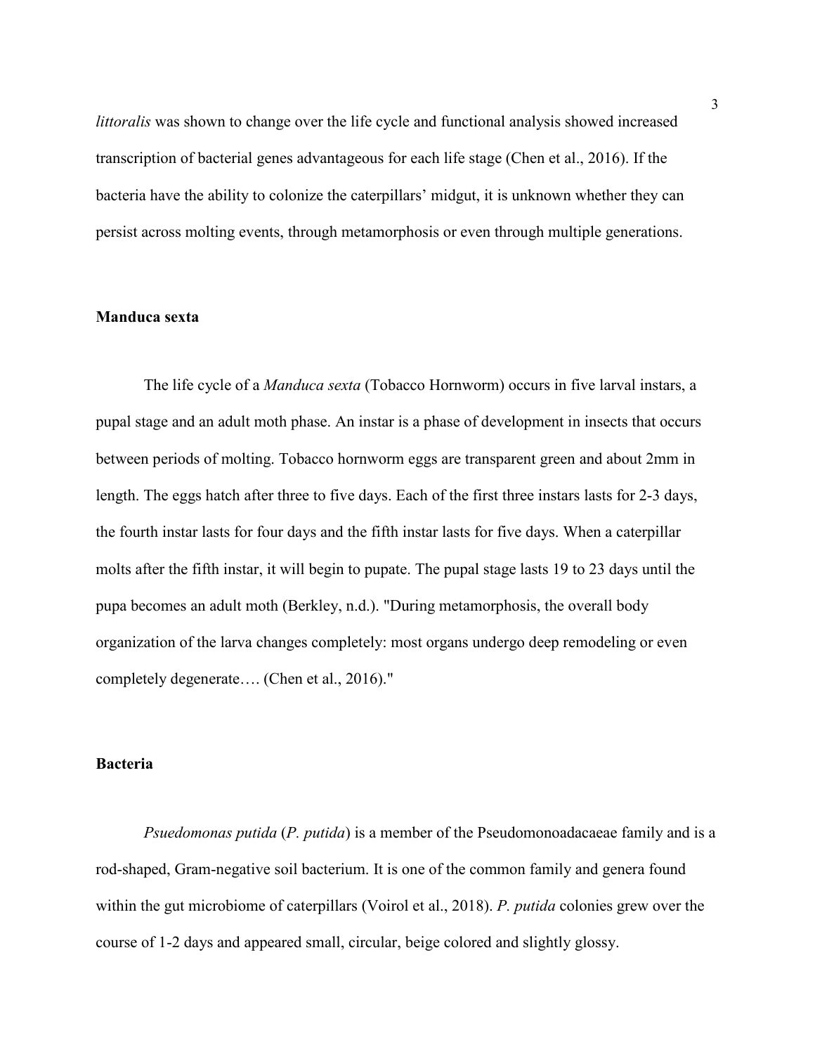*littoralis* was shown to change over the life cycle and functional analysis showed increased transcription of bacterial genes advantageous for each life stage (Chen et al., 2016). If the bacteria have the ability to colonize the caterpillars' midgut, it is unknown whether they can persist across molting events, through metamorphosis or even through multiple generations.

**Manduca sexta**

The life cycle of a *Manduca sexta* (Tobacco Hornworm) occurs in five larval instars, a pupal stage and an adult moth phase. An instar is a phase of development in insects that occurs between periods of molting. Tobacco hornworm eggs are transparent green and about 2mm in length. The eggs hatch after three to five days. Each of the first three instars lasts for 2-3 days, the fourth instar lasts for four days and the fifth instar lasts for five days. When a caterpillar molts after the fifth instar, it will begin to pupate. The pupal stage lasts 19 to 23 days until the pupa becomes an adult moth (Berkley, n.d.). "During metamorphosis, the overall body organization of the larva changes completely: most organs undergo deep remodeling or even completely degenerate…. (Chen et al., 2016)."

**Bacteria**

*Psuedomonas putida* (*P. putida*) is a member of the Pseudomonoadacaeae family and is a rod-shaped, Gram-negative soil bacterium. It is one of the common family and genera found within the gut microbiome of caterpillars (Voirol et al., 2018). *P. putida* colonies grew over the course of 1-2 days and appeared small, circular, beige colored and slightly glossy.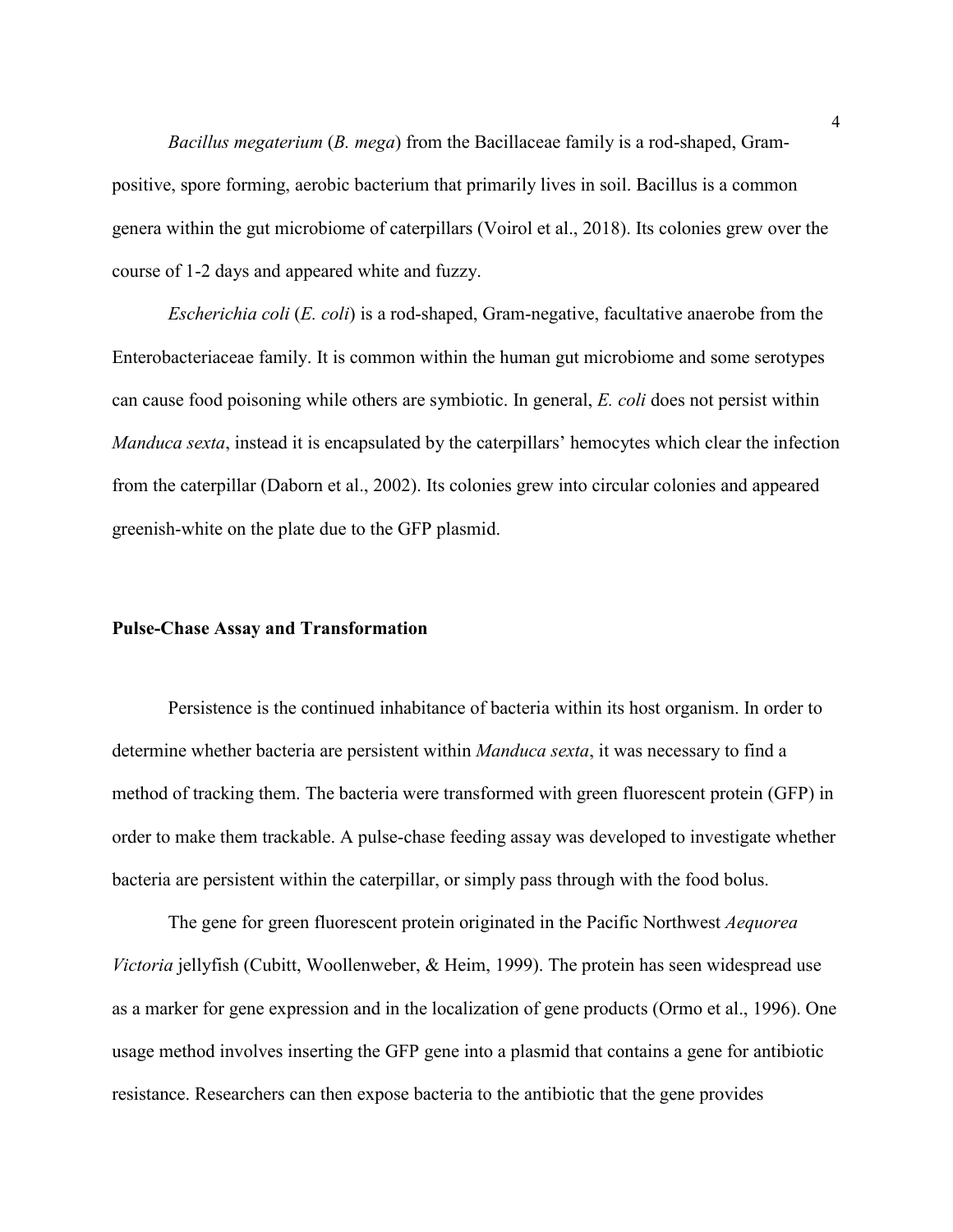*Bacillus megaterium* (*B. mega*) from the Bacillaceae family is a rod-shaped, Gram-positive, spore forming, aerobic bacterium that primarily lives in soil. Bacillus is a common genera within the gut microbiome of caterpillars (Voirol et al., 2018). Its colonies grew over the course of 1-2 days and appeared white and fuzzy.

*Escherichia coli* (*E. coli*) is a rod-shaped, Gram-negative, facultative anaerobe from the Enterobacteriaceae family. It is common within the human gut microbiome and some serotypes can cause food poisoning while others are symbiotic. In general, *E. coli* does not persist within *Manduca sexta*, instead it is encapsulated by the caterpillars' hemocytes which clear the infection from the caterpillar (Daborn et al., 2002). Its colonies grew into circular colonies and appeared greenish-white on the plate due to the GFP plasmid.

**Pulse-Chase Assay and Transformation**

Persistence is the continued inhabitance of bacteria within its host organism. In order to determine whether bacteria are persistent within *Manduca sexta*, it was necessary to find a method of tracking them. The bacteria were transformed with green fluorescent protein (GFP) in order to make them trackable. A pulse-chase feeding assay was developed to investigate whether bacteria are persistent within the caterpillar, or simply pass through with the food bolus.

The gene for green fluorescent protein originated in the Pacific Northwest *Aequorea Victoria* jellyfish (Cubitt, Woollenweber, & Heim, 1999). The protein has seen widespread use as a marker for gene expression and in the localization of gene products (Ormo et al., 1996). One usage method involves inserting the GFP gene into a plasmid that contains a gene for antibiotic resistance. Researchers can then expose bacteria to the antibiotic that the gene provides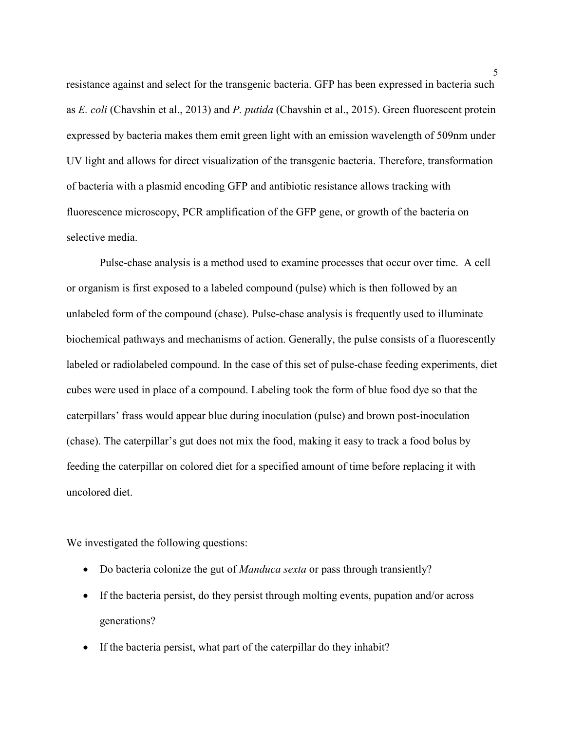resistance against and select for the transgenic bacteria. GFP has been expressed in bacteria such as *E. coli* (Chavshin et al., 2013) and *P. putida* (Chavshin et al., 2015). Green fluorescent protein expressed by bacteria makes them emit green light with an emission wavelength of 509nm under UV light and allows for direct visualization of the transgenic bacteria. Therefore, transformation of bacteria with a plasmid encoding GFP and antibiotic resistance allows tracking with fluorescence microscopy, PCR amplification of the GFP gene, or growth of the bacteria on selective media.

Pulse-chase analysis is a method used to examine processes that occur over time. A cell or organism is first exposed to a labeled compound (pulse) which is then followed by an unlabeled form of the compound (chase). Pulse-chase analysis is frequently used to illuminate biochemical pathways and mechanisms of action. Generally, the pulse consists of a fluorescently labeled or radiolabeled compound. In the case of this set of pulse-chase feeding experiments, diet cubes were used in place of a compound. Labeling took the form of blue food dye so that the caterpillars' frass would appear blue during inoculation (pulse) and brown post-inoculation (chase). The caterpillar's gut does not mix the food, making it easy to track a food bolus by feeding the caterpillar on colored diet for a specified amount of time before replacing it with uncolored diet.

We investigated the following questions:

- Do bacteria colonize the gut of *Manduca sexta* or pass through transiently?
- If the bacteria persist, do they persist through molting events, pupation and/or across generations?
- If the bacteria persist, what part of the caterpillar do they inhabit?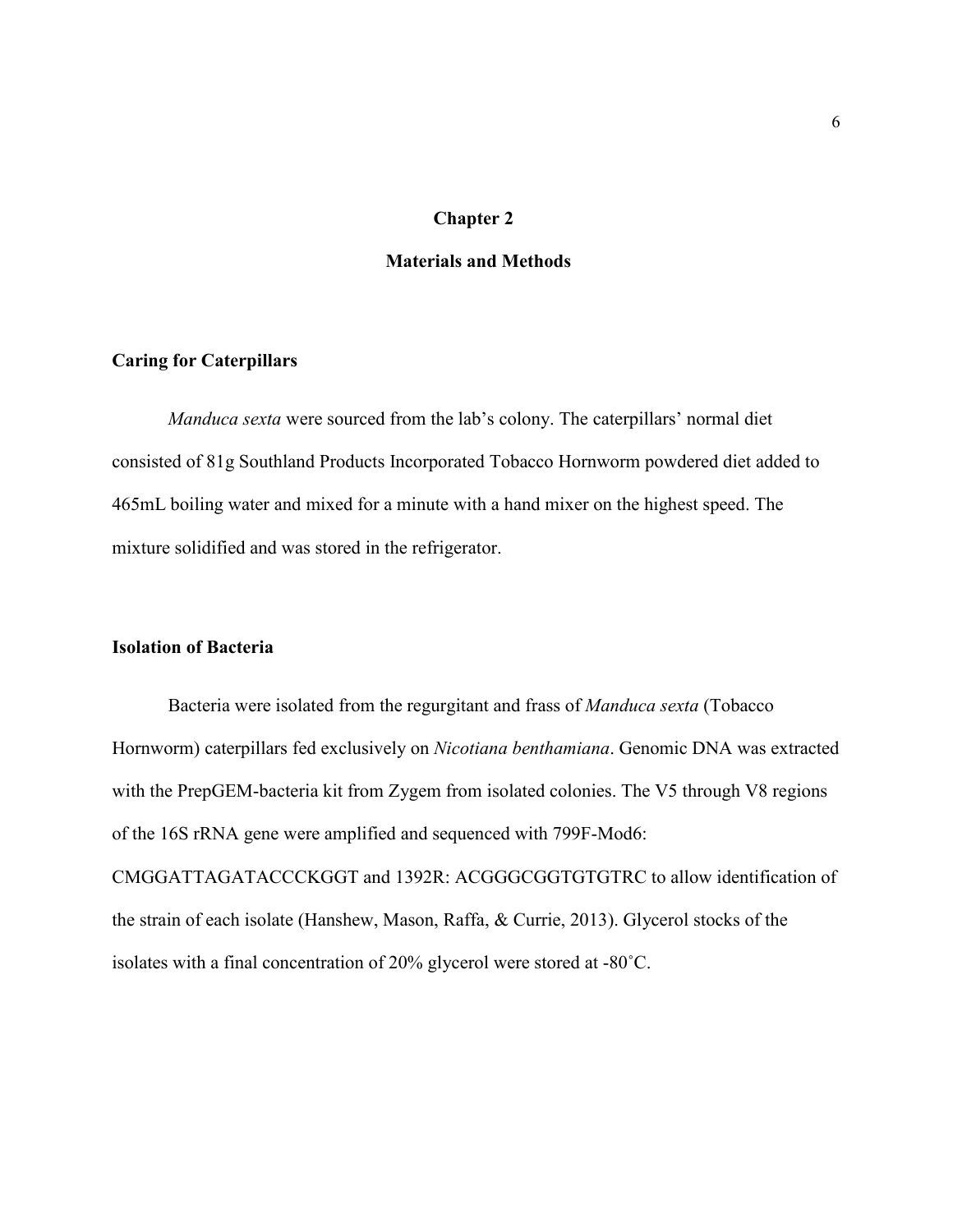# Chapter 2

## Materials and Methods

### Caring for Caterpillars

*Manduca sexta* were sourced from the lab's colony. The caterpillars' normal diet consisted of 81g Southland Products Incorporated Tobacco Hornworm powdered diet added to 465mL boiling water and mixed for a minute with a hand mixer on the highest speed. The mixture solidified and was stored in the refrigerator.

### Isolation of Bacteria

Bacteria were isolated from the regurgitant and frass of *Manduca sexta* (Tobacco Hornworm) caterpillars fed exclusively on *Nicotiana benthamiana*. Genomic DNA was extracted with the PrepGEM-bacteria kit from Zygem from isolated colonies. The V5 through V8 regions of the 16S rRNA gene were amplified and sequenced with 799F-Mod6: CMGGATTAGATACCCKGGT and 1392R: ACGGGCGGTGTGTRC to allow identification of the strain of each isolate (Hanshew, Mason, Raffa, & Currie, 2013). Glycerol stocks of the isolates with a final concentration of 20% glycerol were stored at -80˚C.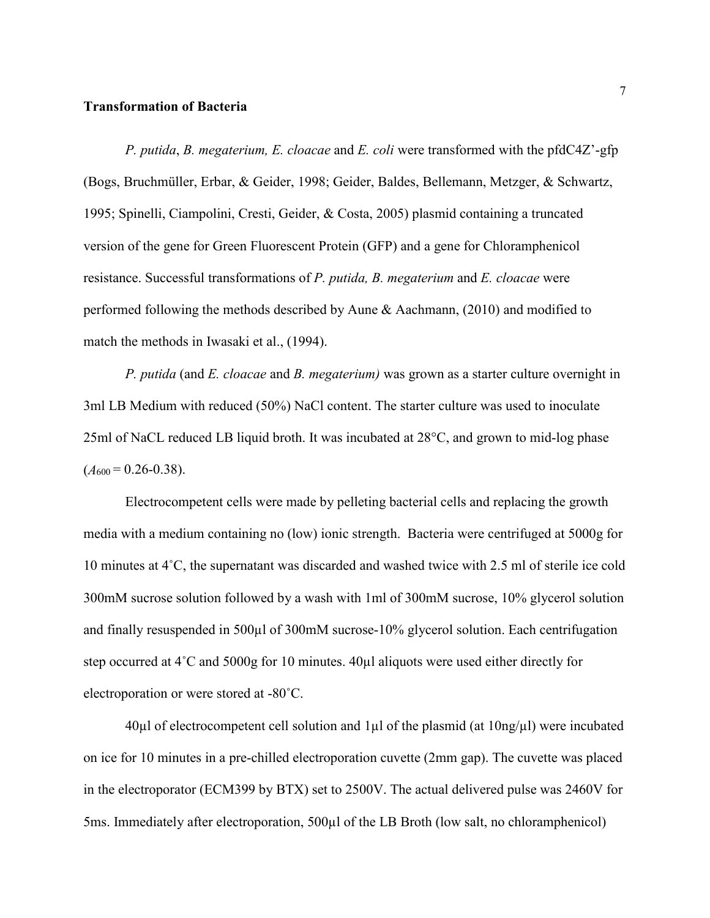**Transformation of Bacteria**

*P. putida*, *B. megaterium, E. cloacae* and *E. coli* were transformed with the pfdC4Z'-gfp (Bogs, Bruchmüller, Erbar, & Geider, 1998; Geider, Baldes, Bellemann, Metzger, & Schwartz, 1995; Spinelli, Ciampolini, Cresti, Geider, & Costa, 2005) plasmid containing a truncated version of the gene for Green Fluorescent Protein (GFP) and a gene for Chloramphenicol resistance. Successful transformations of *P. putida, B. megaterium* and *E. cloacae* were performed following the methods described by Aune & Aachmann, (2010) and modified to match the methods in Iwasaki et al., (1994).

*P. putida* (and *E. cloacae* and *B. megaterium)* was grown as a starter culture overnight in 3ml LB Medium with reduced (50%) NaCl content. The starter culture was used to inoculate 25ml of NaCL reduced LB liquid broth. It was incubated at 28°C, and grown to mid-log phase ($A_{600}$ = 0.26-0.38).

Electrocompetent cells were made by pelleting bacterial cells and replacing the growth media with a medium containing no (low) ionic strength. Bacteria were centrifuged at 5000g for 10 minutes at 4˚C, the supernatant was discarded and washed twice with 2.5 ml of sterile ice cold 300mM sucrose solution followed by a wash with 1ml of 300mM sucrose, 10% glycerol solution and finally resuspended in 500µl of 300mM sucrose-10% glycerol solution. Each centrifugation step occurred at 4˚C and 5000g for 10 minutes. 40µl aliquots were used either directly for electroporation or were stored at -80˚C.

40µl of electrocompetent cell solution and 1µl of the plasmid (at 10ng/µl) were incubated on ice for 10 minutes in a pre-chilled electroporation cuvette (2mm gap). The cuvette was placed in the electroporator (ECM399 by BTX) set to 2500V. The actual delivered pulse was 2460V for 5ms. Immediately after electroporation, 500µl of the LB Broth (low salt, no chloramphenicol)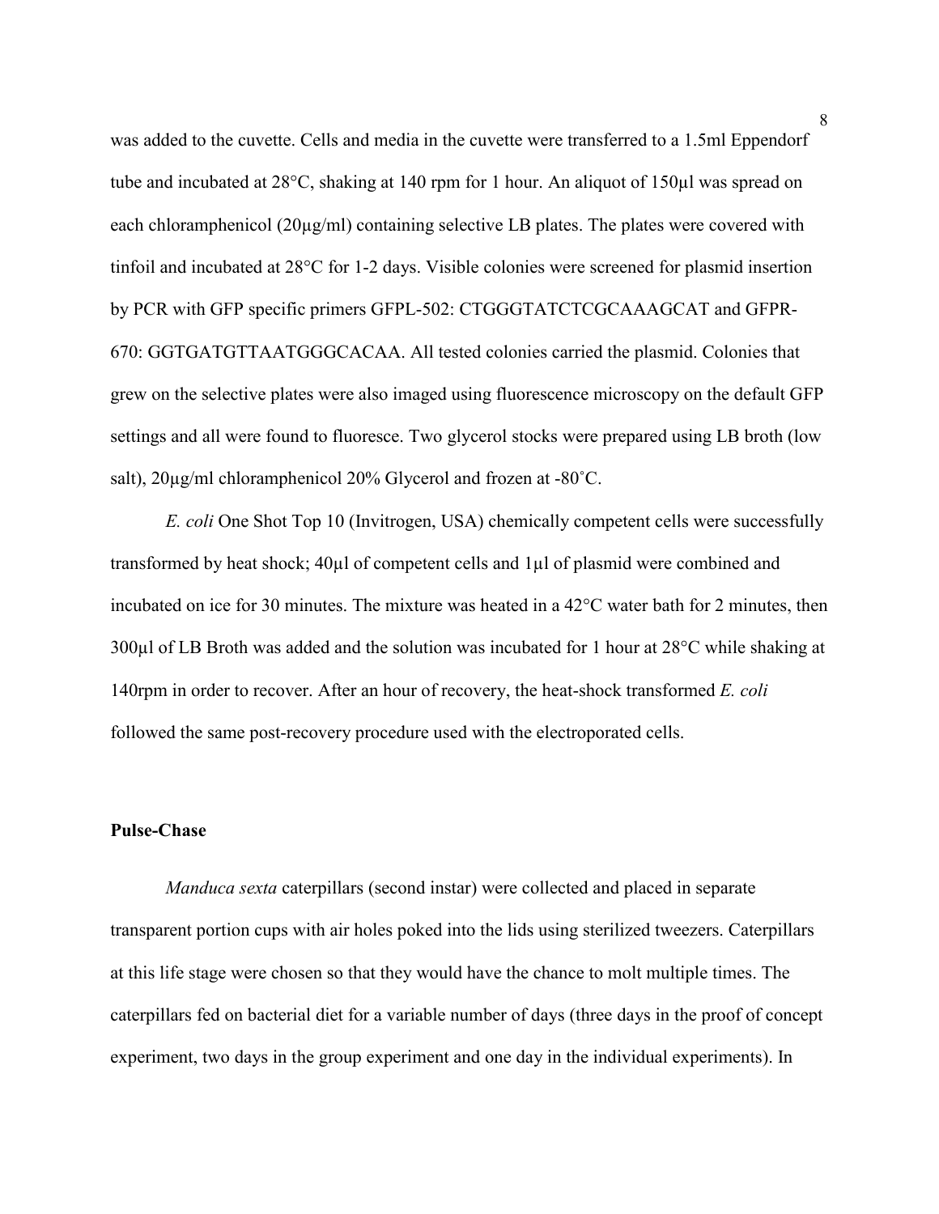was added to the cuvette. Cells and media in the cuvette were transferred to a 1.5ml Eppendorf tube and incubated at 28°C, shaking at 140 rpm for 1 hour. An aliquot of 150µl was spread on each chloramphenicol (20µg/ml) containing selective LB plates. The plates were covered with tinfoil and incubated at 28°C for 1-2 days. Visible colonies were screened for plasmid insertion by PCR with GFP specific primers GFPL-502: CTGGGTATCTCGCAAAGCAT and GFPR-670: GGTGATGTTAATGGGCACAA. All tested colonies carried the plasmid. Colonies that grew on the selective plates were also imaged using fluorescence microscopy on the default GFP settings and all were found to fluoresce. Two glycerol stocks were prepared using LB broth (low salt), 20µg/ml chloramphenicol 20% Glycerol and frozen at -80˚C.

*E. coli* One Shot Top 10 (Invitrogen, USA) chemically competent cells were successfully transformed by heat shock; 40µl of competent cells and 1µl of plasmid were combined and incubated on ice for 30 minutes. The mixture was heated in a 42°C water bath for 2 minutes, then 300µl of LB Broth was added and the solution was incubated for 1 hour at 28°C while shaking at 140rpm in order to recover. After an hour of recovery, the heat-shock transformed *E. coli* followed the same post-recovery procedure used with the electroporated cells.

**Pulse-Chase**

*Manduca sexta* caterpillars (second instar) were collected and placed in separate transparent portion cups with air holes poked into the lids using sterilized tweezers. Caterpillars at this life stage were chosen so that they would have the chance to molt multiple times. The caterpillars fed on bacterial diet for a variable number of days (three days in the proof of concept experiment, two days in the group experiment and one day in the individual experiments). In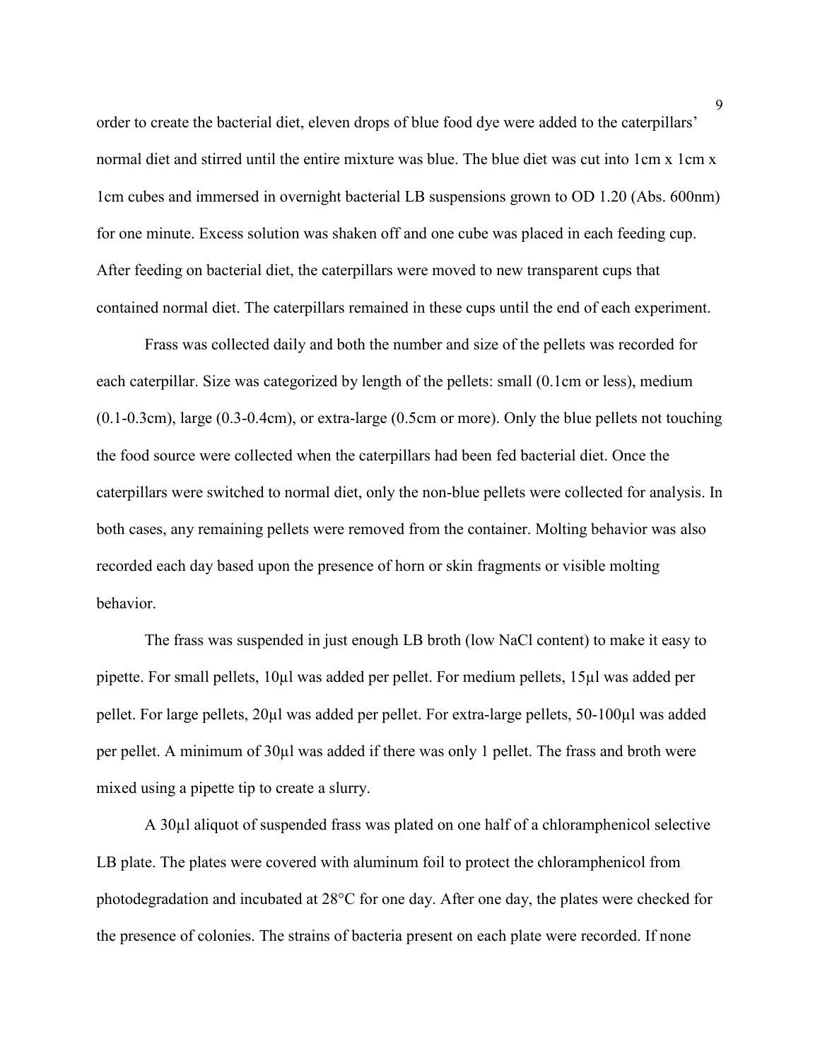order to create the bacterial diet, eleven drops of blue food dye were added to the caterpillars' normal diet and stirred until the entire mixture was blue. The blue diet was cut into 1cm x 1cm x 1cm cubes and immersed in overnight bacterial LB suspensions grown to OD 1.20 (Abs. 600nm) for one minute. Excess solution was shaken off and one cube was placed in each feeding cup. After feeding on bacterial diet, the caterpillars were moved to new transparent cups that contained normal diet. The caterpillars remained in these cups until the end of each experiment.

Frass was collected daily and both the number and size of the pellets was recorded for each caterpillar. Size was categorized by length of the pellets: small (0.1cm or less), medium (0.1-0.3cm), large (0.3-0.4cm), or extra-large (0.5cm or more). Only the blue pellets not touching the food source were collected when the caterpillars had been fed bacterial diet. Once the caterpillars were switched to normal diet, only the non-blue pellets were collected for analysis. In both cases, any remaining pellets were removed from the container. Molting behavior was also recorded each day based upon the presence of horn or skin fragments or visible molting behavior.

The frass was suspended in just enough LB broth (low NaCl content) to make it easy to pipette. For small pellets, 10µl was added per pellet. For medium pellets, 15µl was added per pellet. For large pellets, 20µl was added per pellet. For extra-large pellets, 50-100µl was added per pellet. A minimum of 30µl was added if there was only 1 pellet. The frass and broth were mixed using a pipette tip to create a slurry.

A 30µl aliquot of suspended frass was plated on one half of a chloramphenicol selective LB plate. The plates were covered with aluminum foil to protect the chloramphenicol from photodegradation and incubated at 28°C for one day. After one day, the plates were checked for the presence of colonies. The strains of bacteria present on each plate were recorded. If none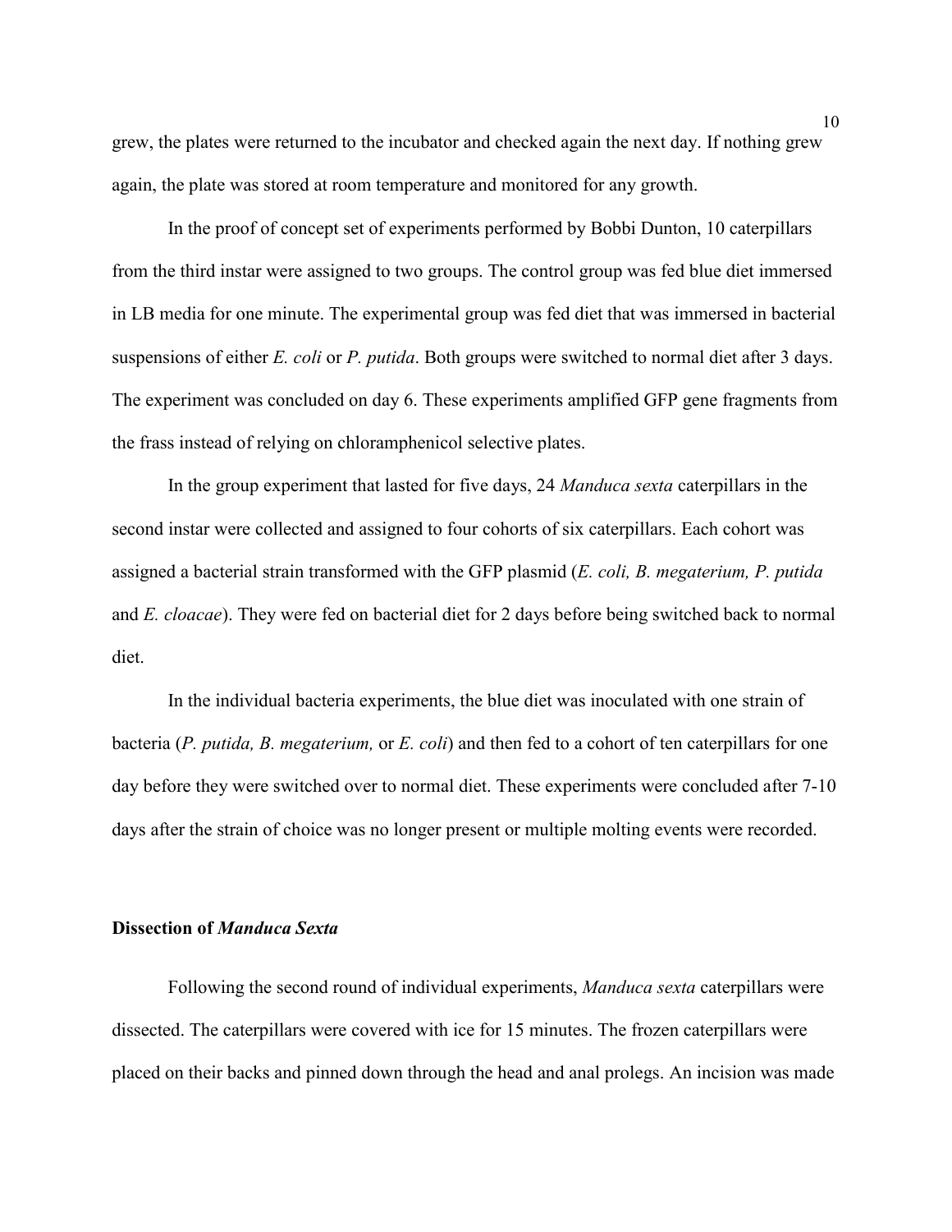grew, the plates were returned to the incubator and checked again the next day. If nothing grew again, the plate was stored at room temperature and monitored for any growth.

In the proof of concept set of experiments performed by Bobbi Dunton, 10 caterpillars from the third instar were assigned to two groups. The control group was fed blue diet immersed in LB media for one minute. The experimental group was fed diet that was immersed in bacterial suspensions of either *E. coli* or *P. putida*. Both groups were switched to normal diet after 3 days. The experiment was concluded on day 6. These experiments amplified GFP gene fragments from the frass instead of relying on chloramphenicol selective plates.

In the group experiment that lasted for five days, 24 *Manduca sexta* caterpillars in the second instar were collected and assigned to four cohorts of six caterpillars. Each cohort was assigned a bacterial strain transformed with the GFP plasmid (*E. coli, B. megaterium, P. putida* and *E. cloacae*). They were fed on bacterial diet for 2 days before being switched back to normal diet.

In the individual bacteria experiments, the blue diet was inoculated with one strain of bacteria (*P. putida, B. megaterium,* or *E. coli*) and then fed to a cohort of ten caterpillars for one day before they were switched over to normal diet. These experiments were concluded after 7-10 days after the strain of choice was no longer present or multiple molting events were recorded.

**Dissection of *Manduca Sexta***

Following the second round of individual experiments, *Manduca sexta* caterpillars were dissected. The caterpillars were covered with ice for 15 minutes. The frozen caterpillars were placed on their backs and pinned down through the head and anal prolegs. An incision was made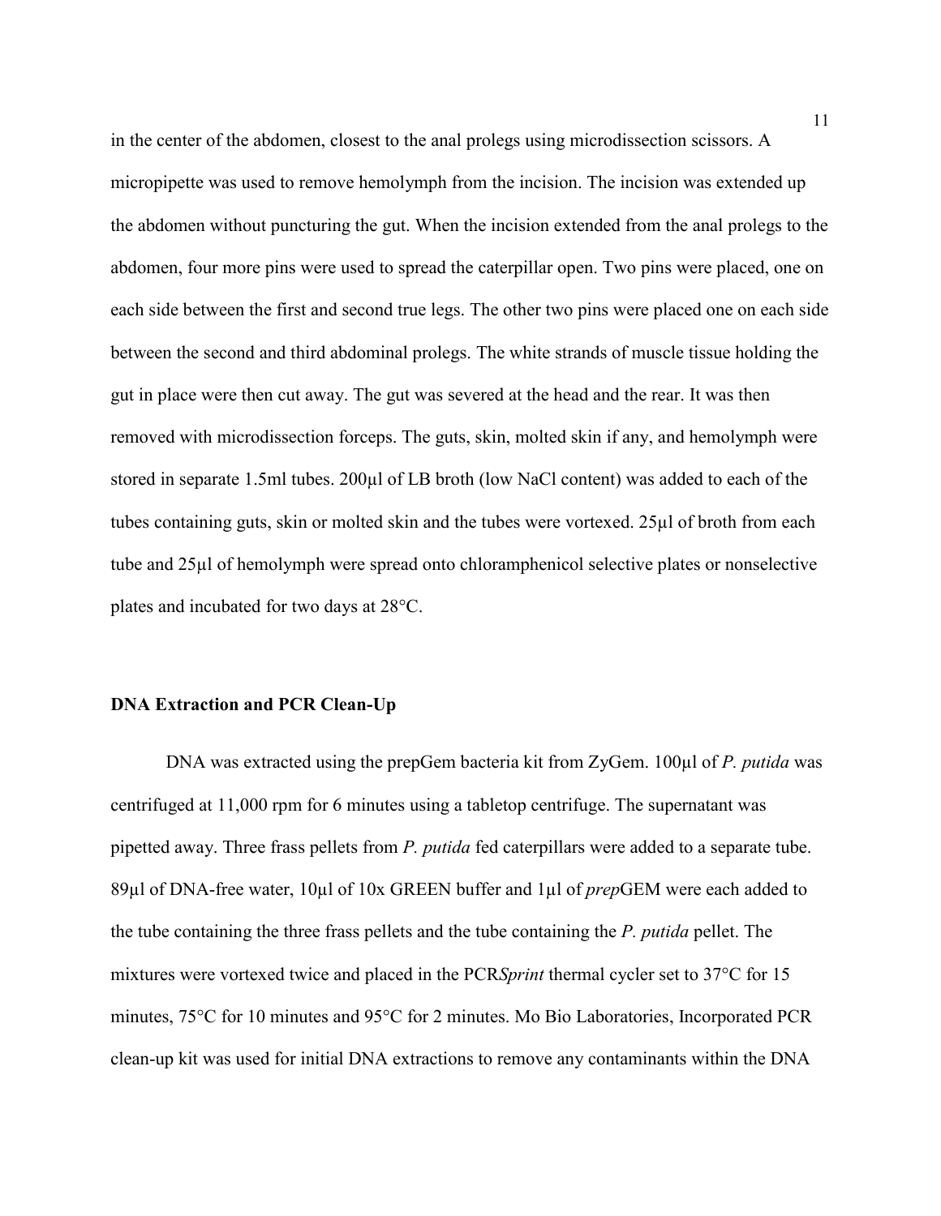in the center of the abdomen, closest to the anal prolegs using microdissection scissors. A micropipette was used to remove hemolymph from the incision. The incision was extended up the abdomen without puncturing the gut. When the incision extended from the anal prolegs to the abdomen, four more pins were used to spread the caterpillar open. Two pins were placed, one on each side between the first and second true legs. The other two pins were placed one on each side between the second and third abdominal prolegs. The white strands of muscle tissue holding the gut in place were then cut away. The gut was severed at the head and the rear. It was then removed with microdissection forceps. The guts, skin, molted skin if any, and hemolymph were stored in separate 1.5ml tubes. 200µl of LB broth (low NaCl content) was added to each of the tubes containing guts, skin or molted skin and the tubes were vortexed. 25µl of broth from each tube and 25µl of hemolymph were spread onto chloramphenicol selective plates or nonselective plates and incubated for two days at 28°C.

### DNA Extraction and PCR Clean-Up

DNA was extracted using the prepGem bacteria kit from ZyGem. 100µl of *P. putida* was centrifuged at 11,000 rpm for 6 minutes using a tabletop centrifuge. The supernatant was pipetted away. Three frass pellets from *P. putida* fed caterpillars were added to a separate tube. 89µl of DNA-free water, 10µl of 10x GREEN buffer and 1µl of *prep*GEM were each added to the tube containing the three frass pellets and the tube containing the *P. putida* pellet. The mixtures were vortexed twice and placed in the PCR*Sprint* thermal cycler set to 37°C for 15 minutes, 75°C for 10 minutes and 95°C for 2 minutes. Mo Bio Laboratories, Incorporated PCR clean-up kit was used for initial DNA extractions to remove any contaminants within the DNA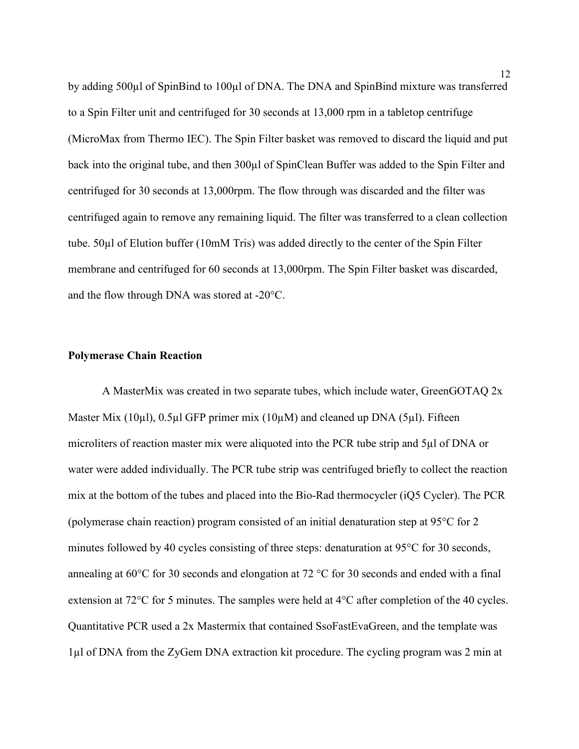by adding 500µl of SpinBind to 100µl of DNA. The DNA and SpinBind mixture was transferred to a Spin Filter unit and centrifuged for 30 seconds at 13,000 rpm in a tabletop centrifuge (MicroMax from Thermo IEC). The Spin Filter basket was removed to discard the liquid and put back into the original tube, and then 300µl of SpinClean Buffer was added to the Spin Filter and centrifuged for 30 seconds at 13,000rpm. The flow through was discarded and the filter was centrifuged again to remove any remaining liquid. The filter was transferred to a clean collection tube. 50µl of Elution buffer (10mM Tris) was added directly to the center of the Spin Filter membrane and centrifuged for 60 seconds at 13,000rpm. The Spin Filter basket was discarded, and the flow through DNA was stored at -20°C.

**Polymerase Chain Reaction**

A MasterMix was created in two separate tubes, which include water, GreenGOTAQ 2x Master Mix (10µl), 0.5µl GFP primer mix (10µM) and cleaned up DNA (5µl). Fifteen microliters of reaction master mix were aliquoted into the PCR tube strip and 5µl of DNA or water were added individually. The PCR tube strip was centrifuged briefly to collect the reaction mix at the bottom of the tubes and placed into the Bio-Rad thermocycler (iQ5 Cycler). The PCR (polymerase chain reaction) program consisted of an initial denaturation step at 95°C for 2 minutes followed by 40 cycles consisting of three steps: denaturation at 95°C for 30 seconds, annealing at 60°C for 30 seconds and elongation at 72 °C for 30 seconds and ended with a final extension at 72°C for 5 minutes. The samples were held at 4°C after completion of the 40 cycles. Quantitative PCR used a 2x Mastermix that contained SsoFastEvaGreen, and the template was 1µl of DNA from the ZyGem DNA extraction kit procedure. The cycling program was 2 min at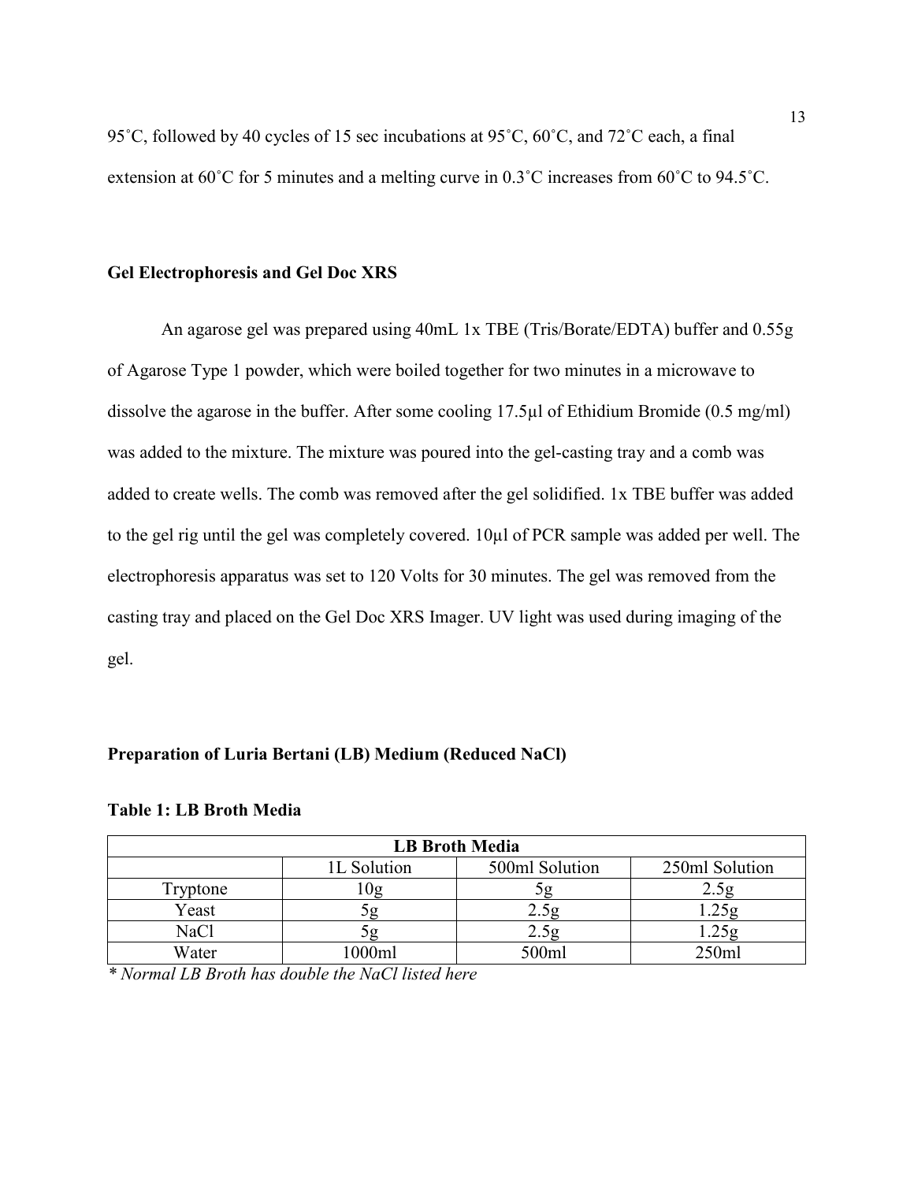95˚C, followed by 40 cycles of 15 sec incubations at 95˚C, 60˚C, and 72˚C each, a final extension at 60˚C for 5 minutes and a melting curve in 0.3˚C increases from 60˚C to 94.5˚C.

**Gel Electrophoresis and Gel Doc XRS**

An agarose gel was prepared using 40mL 1x TBE (Tris/Borate/EDTA) buffer and 0.55g of Agarose Type 1 powder, which were boiled together for two minutes in a microwave to dissolve the agarose in the buffer. After some cooling 17.5µl of Ethidium Bromide (0.5 mg/ml) was added to the mixture. The mixture was poured into the gel-casting tray and a comb was added to create wells. The comb was removed after the gel solidified. 1x TBE buffer was added to the gel rig until the gel was completely covered. 10µl of PCR sample was added per well. The electrophoresis apparatus was set to 120 Volts for 30 minutes. The gel was removed from the casting tray and placed on the Gel Doc XRS Imager. UV light was used during imaging of the gel.

**Preparation of Luria Bertani (LB) Medium (Reduced NaCl)**

**Table 1: LB Broth Media**

| LB Broth Media | | | |
|---|---|---|---|
| | 1L Solution | 500ml Solution | 250ml Solution |
| Tryptone | 10g | 5g | 2.5g |
| Yeast | 5g | 2.5g | 1.25g |
| NaCl | 5g | 2.5g | 1.25g |
| Water | 1000ml | 500ml | 250ml |

*\* Normal LB Broth has double the NaCl listed here*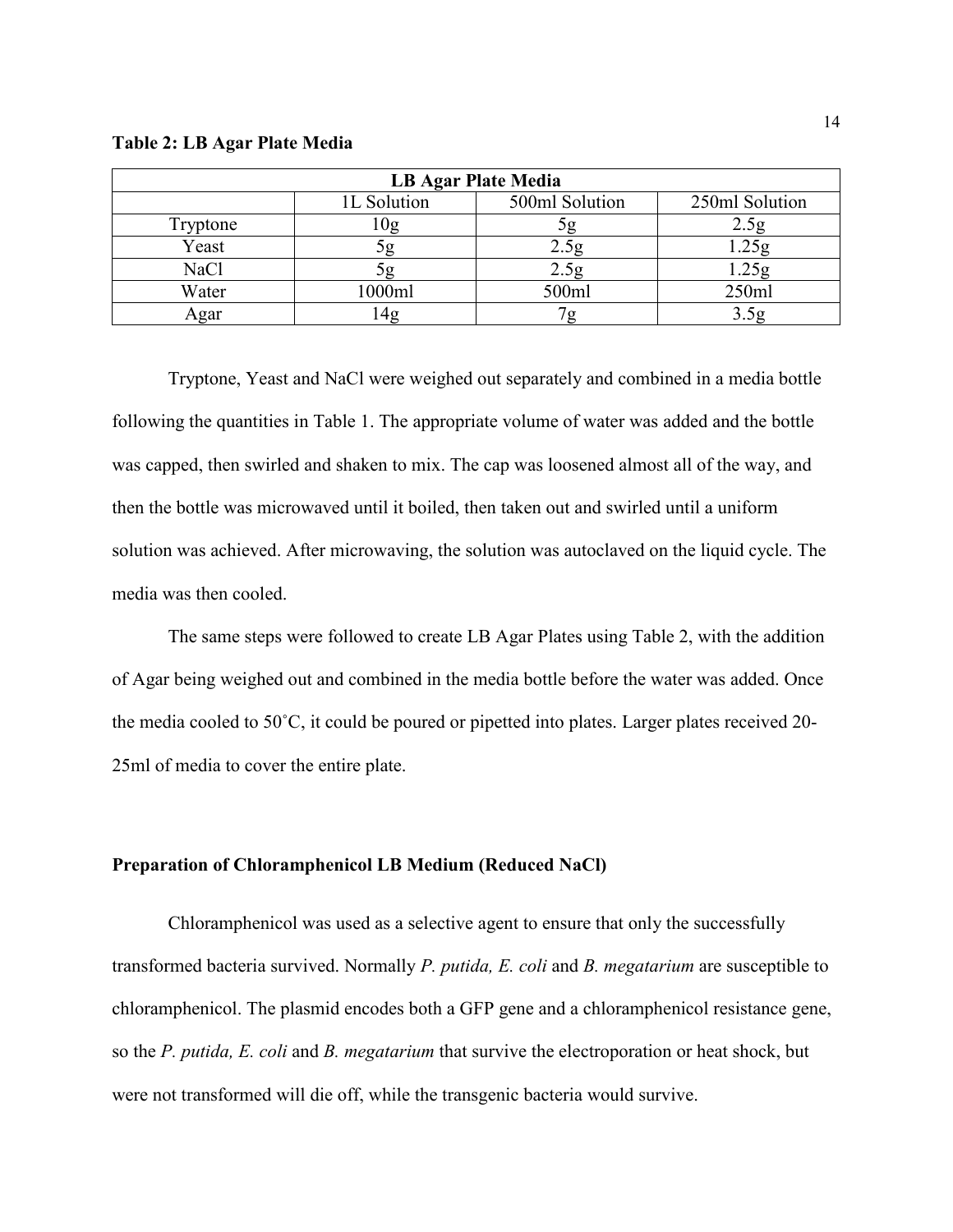**Table 2: LB Agar Plate Media**

| LB Agar Plate Media | | | |
|---|---|---|---|
| | 1L Solution | 500ml Solution | 250ml Solution |
| Tryptone | 10g | 5g | 2.5g |
| Yeast | 5g | 2.5g | 1.25g |
| NaCl | 5g | 2.5g | 1.25g |
| Water | 1000ml | 500ml | 250ml |
| Agar | 14g | 7g | 3.5g |

Tryptone, Yeast and NaCl were weighed out separately and combined in a media bottle following the quantities in Table 1. The appropriate volume of water was added and the bottle was capped, then swirled and shaken to mix. The cap was loosened almost all of the way, and then the bottle was microwaved until it boiled, then taken out and swirled until a uniform solution was achieved. After microwaving, the solution was autoclaved on the liquid cycle. The media was then cooled.

The same steps were followed to create LB Agar Plates using Table 2, with the addition of Agar being weighed out and combined in the media bottle before the water was added. Once the media cooled to 50˚C, it could be poured or pipetted into plates. Larger plates received 20-25ml of media to cover the entire plate.

### Preparation of Chloramphenicol LB Medium (Reduced NaCl)

Chloramphenicol was used as a selective agent to ensure that only the successfully transformed bacteria survived. Normally *P. putida, E. coli* and *B. megatarium* are susceptible to chloramphenicol. The plasmid encodes both a GFP gene and a chloramphenicol resistance gene, so the *P. putida, E. coli* and *B. megatarium* that survive the electroporation or heat shock, but were not transformed will die off, while the transgenic bacteria would survive.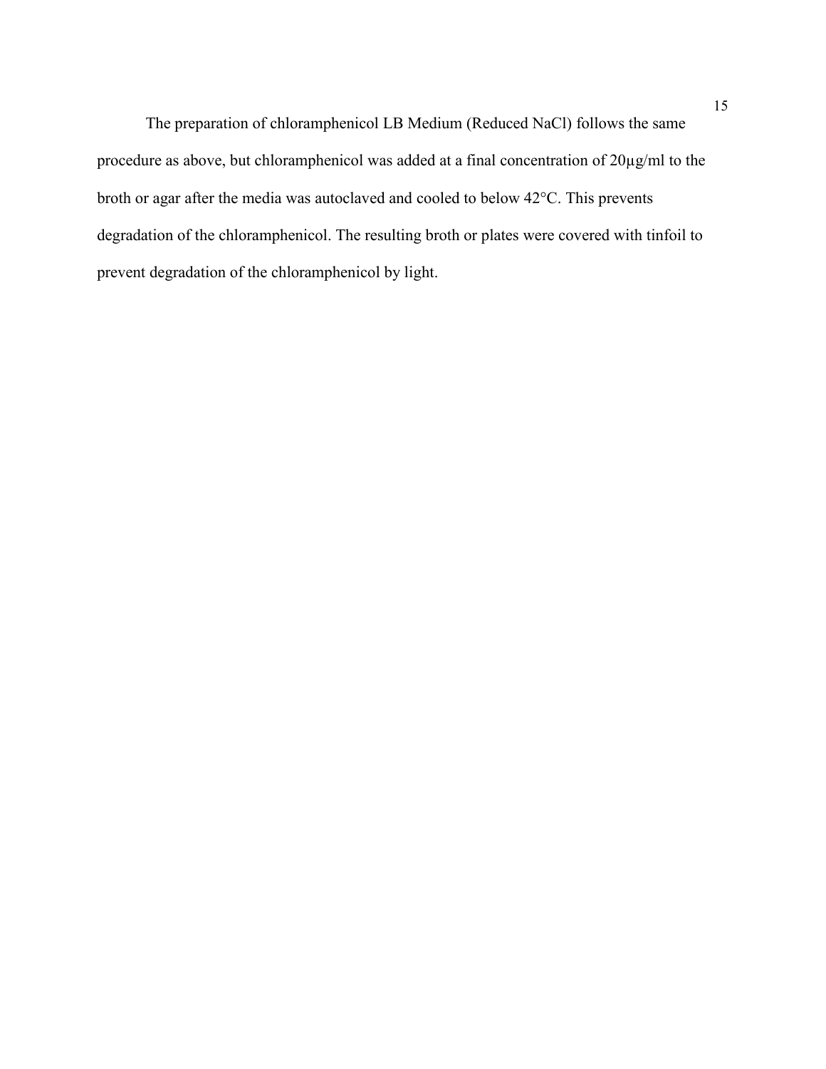The preparation of chloramphenicol LB Medium (Reduced NaCl) follows the same procedure as above, but chloramphenicol was added at a final concentration of 20µg/ml to the broth or agar after the media was autoclaved and cooled to below 42°C. This prevents degradation of the chloramphenicol. The resulting broth or plates were covered with tinfoil to prevent degradation of the chloramphenicol by light.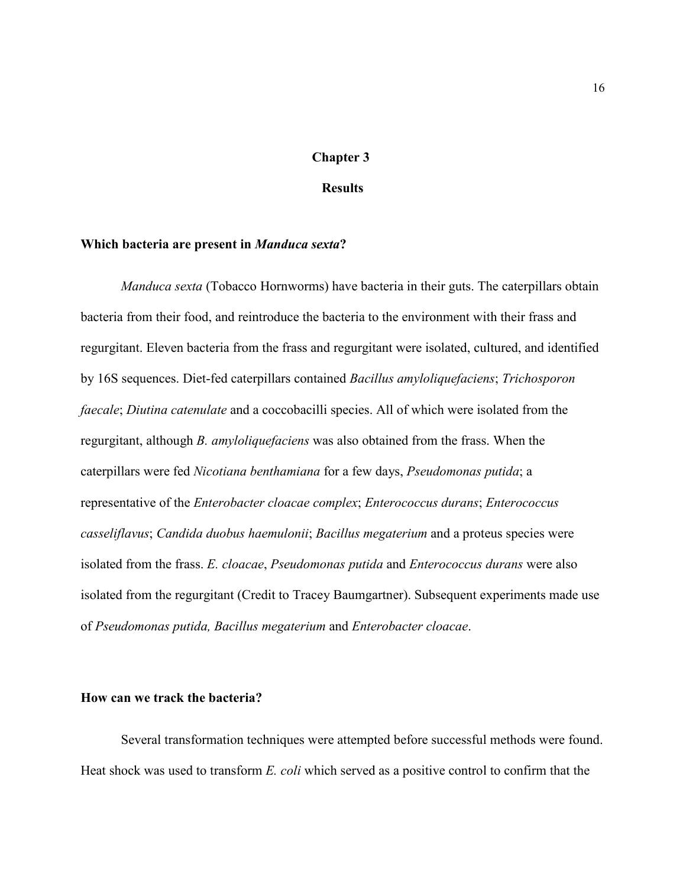# Chapter 3

# Results

### Which bacteria are present in *Manduca sexta*?

*Manduca sexta* (Tobacco Hornworms) have bacteria in their guts. The caterpillars obtain bacteria from their food, and reintroduce the bacteria to the environment with their frass and regurgitant. Eleven bacteria from the frass and regurgitant were isolated, cultured, and identified by 16S sequences. Diet-fed caterpillars contained *Bacillus amyloliquefaciens*; *Trichosporon faecale*; *Diutina catenulate* and a coccobacilli species. All of which were isolated from the regurgitant, although *B. amyloliquefaciens* was also obtained from the frass. When the caterpillars were fed *Nicotiana benthamiana* for a few days, *Pseudomonas putida*; a representative of the *Enterobacter cloacae complex*; *Enterococcus durans*; *Enterococcus casseliflavus*; *Candida duobus haemulonii*; *Bacillus megaterium* and a proteus species were isolated from the frass. *E. cloacae*, *Pseudomonas putida* and *Enterococcus durans* were also isolated from the regurgitant (Credit to Tracey Baumgartner). Subsequent experiments made use of *Pseudomonas putida, Bacillus megaterium* and *Enterobacter cloacae*.

### How can we track the bacteria?

Several transformation techniques were attempted before successful methods were found. Heat shock was used to transform *E. coli* which served as a positive control to confirm that the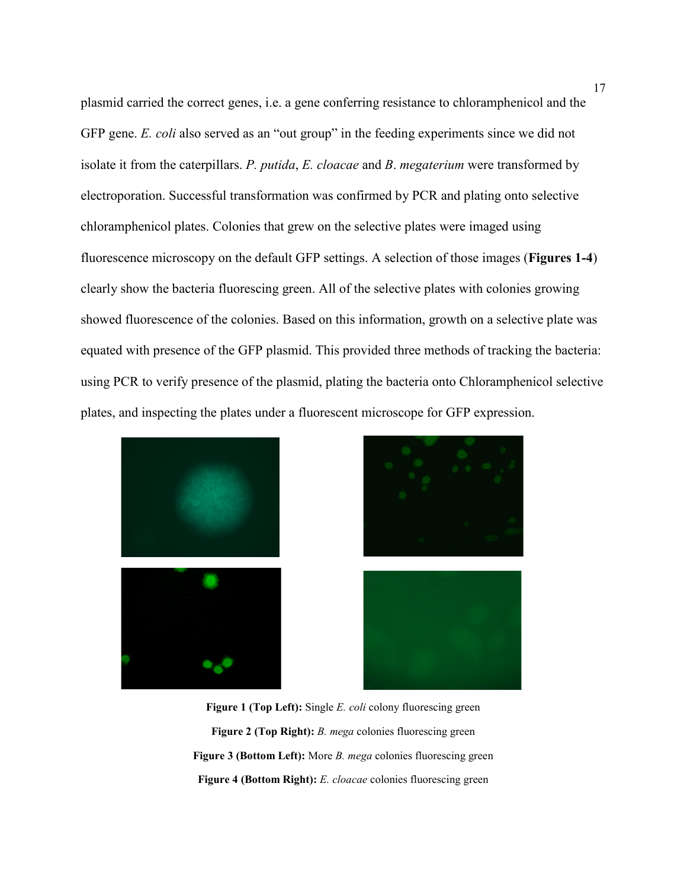plasmid carried the correct genes, i.e. a gene conferring resistance to chloramphenicol and the GFP gene. *E. coli* also served as an "out group" in the feeding experiments since we did not isolate it from the caterpillars. *P. putida*, *E. cloacae* and *B*. *megaterium* were transformed by electroporation. Successful transformation was confirmed by PCR and plating onto selective chloramphenicol plates. Colonies that grew on the selective plates were imaged using fluorescence microscopy on the default GFP settings. A selection of those images (**Figures 1-4**) clearly show the bacteria fluorescing green. All of the selective plates with colonies growing showed fluorescence of the colonies. Based on this information, growth on a selective plate was equated with presence of the GFP plasmid. This provided three methods of tracking the bacteria: using PCR to verify presence of the plasmid, plating the bacteria onto Chloramphenicol selective plates, and inspecting the plates under a fluorescent microscope for GFP expression.

**Figure 1 (Top Left):** Single *E. coli* colony fluorescing green

**Figure 2 (Top Right):** *B. mega* colonies fluorescing green

**Figure 3 (Bottom Left):** More *B. mega* colonies fluorescing green

**Figure 4 (Bottom Right):** *E. cloacae* colonies fluorescing green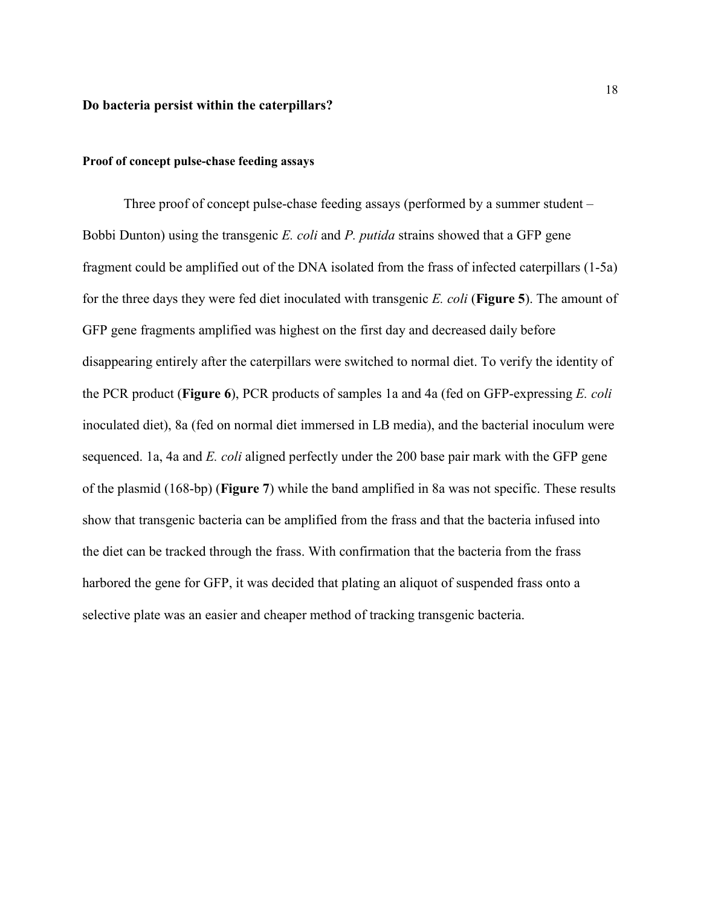## Do bacteria persist within the caterpillars?

### Proof of concept pulse-chase feeding assays

Three proof of concept pulse-chase feeding assays (performed by a summer student – Bobbi Dunton) using the transgenic *E. coli* and *P. putida* strains showed that a GFP gene fragment could be amplified out of the DNA isolated from the frass of infected caterpillars (1-5a) for the three days they were fed diet inoculated with transgenic *E. coli* (**Figure 5**). The amount of GFP gene fragments amplified was highest on the first day and decreased daily before disappearing entirely after the caterpillars were switched to normal diet. To verify the identity of the PCR product (**Figure 6**), PCR products of samples 1a and 4a (fed on GFP-expressing *E. coli* inoculated diet), 8a (fed on normal diet immersed in LB media), and the bacterial inoculum were sequenced. 1a, 4a and *E. coli* aligned perfectly under the 200 base pair mark with the GFP gene of the plasmid (168-bp) (**Figure 7**) while the band amplified in 8a was not specific. These results show that transgenic bacteria can be amplified from the frass and that the bacteria infused into the diet can be tracked through the frass. With confirmation that the bacteria from the frass harbored the gene for GFP, it was decided that plating an aliquot of suspended frass onto a selective plate was an easier and cheaper method of tracking transgenic bacteria.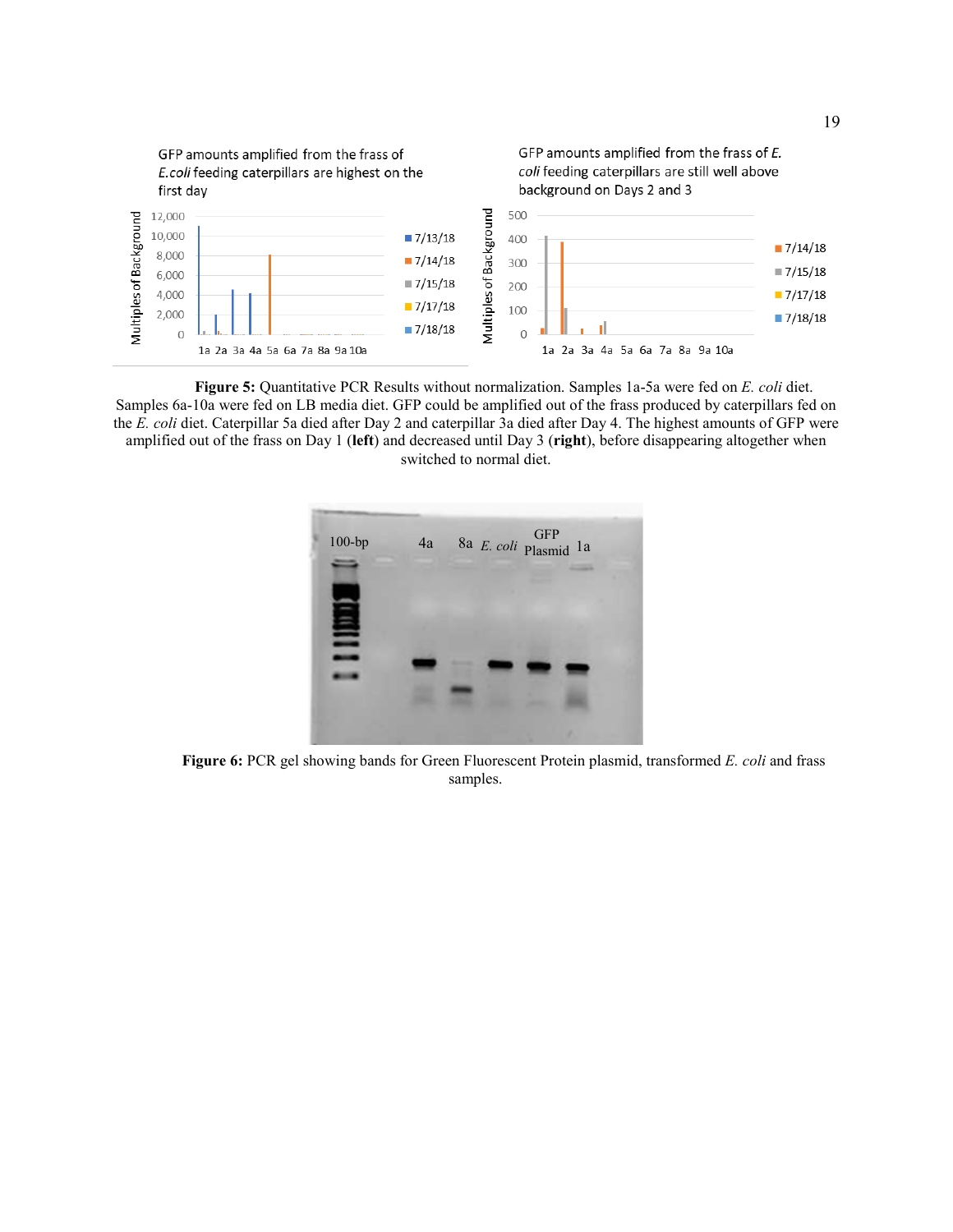**Figure 5:** Quantitative PCR Results without normalization. Samples 1a-5a were fed on *E. coli* diet. Samples 6a-10a were fed on LB media diet. GFP could be amplified out of the frass produced by caterpillars fed on the *E. coli* diet. Caterpillar 5a died after Day 2 and caterpillar 3a died after Day 4. The highest amounts of GFP were amplified out of the frass on Day 1 (**left**) and decreased until Day 3 (**right**), before disappearing altogether when switched to normal diet.

**Figure 6:** PCR gel showing bands for Green Fluorescent Protein plasmid, transformed *E. coli* and frass samples.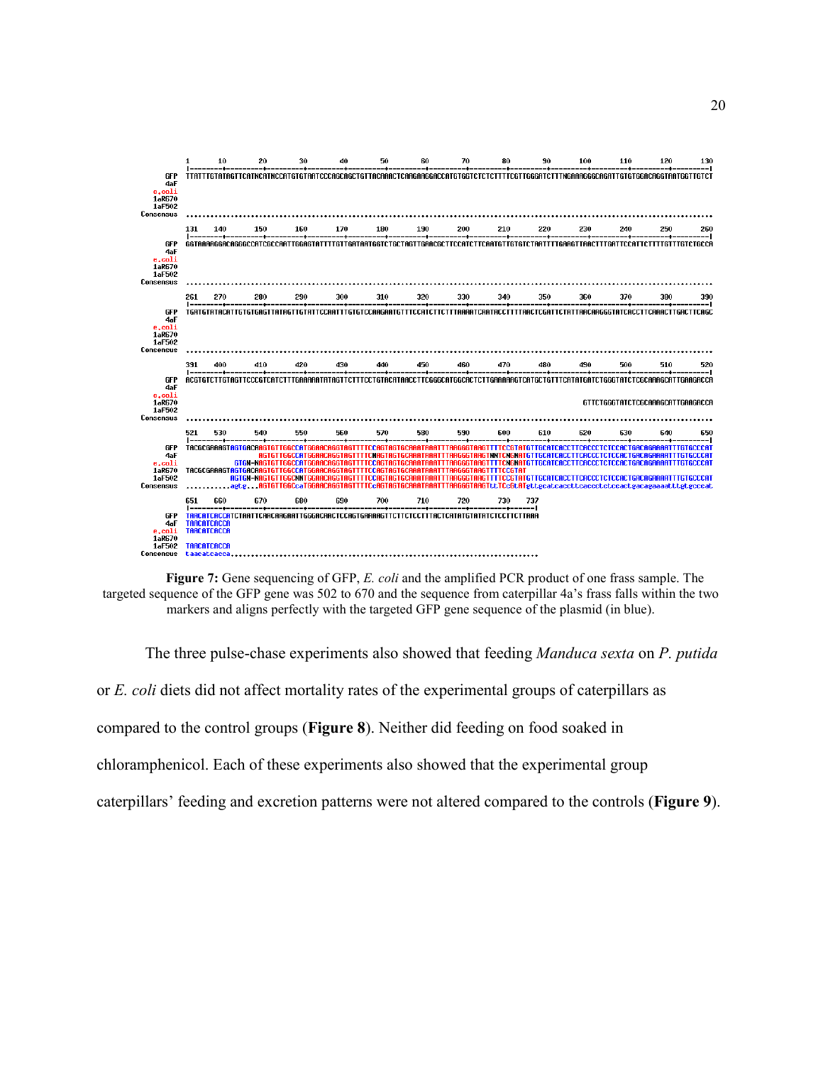**Figure 7:** Gene sequencing of GFP, *E. coli* and the amplified PCR product of one frass sample. The targeted sequence of the GFP gene was 502 to 670 and the sequence from caterpillar 4a's frass falls within the two markers and aligns perfectly with the targeted GFP gene sequence of the plasmid (in blue).

The three pulse-chase experiments also showed that feeding *Manduca sexta* on *P. putida* or *E. coli* diets did not affect mortality rates of the experimental groups of caterpillars as compared to the control groups (**Figure 8**). Neither did feeding on food soaked in chloramphenicol. Each of these experiments also showed that the experimental group caterpillars' feeding and excretion patterns were not altered compared to the controls (**Figure 9**).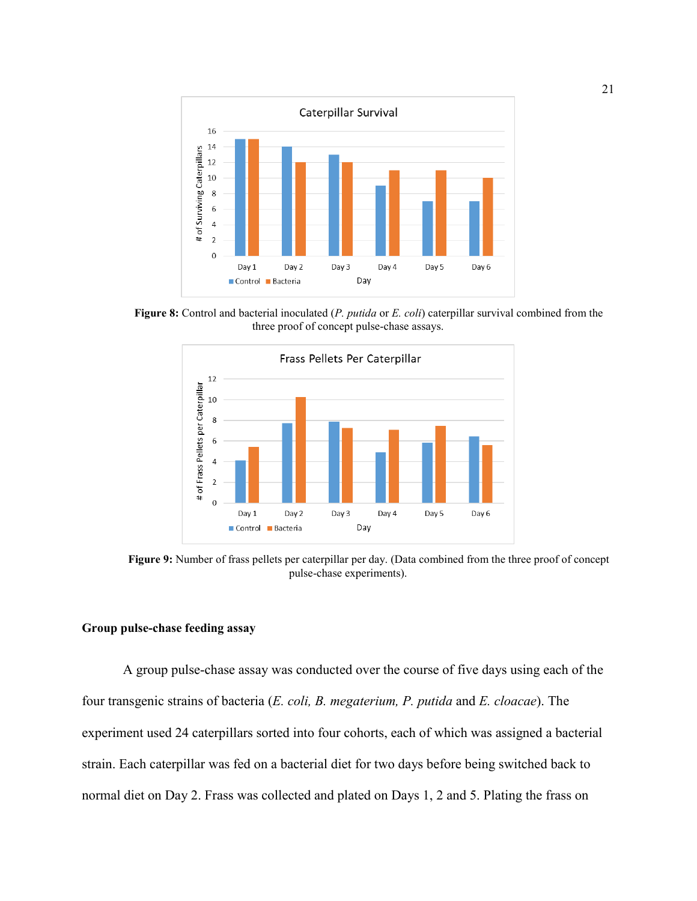**Figure 8:** Control and bacterial inoculated (*P. putida* or *E. coli*) caterpillar survival combined from the three proof of concept pulse-chase assays.

**Figure 9:** Number of frass pellets per caterpillar per day. (Data combined from the three proof of concept pulse-chase experiments).

### Group pulse-chase feeding assay

A group pulse-chase assay was conducted over the course of five days using each of the four transgenic strains of bacteria (*E. coli, B. megaterium, P. putida* and *E. cloacae*). The experiment used 24 caterpillars sorted into four cohorts, each of which was assigned a bacterial strain. Each caterpillar was fed on a bacterial diet for two days before being switched back to normal diet on Day 2. Frass was collected and plated on Days 1, 2 and 5. Plating the frass on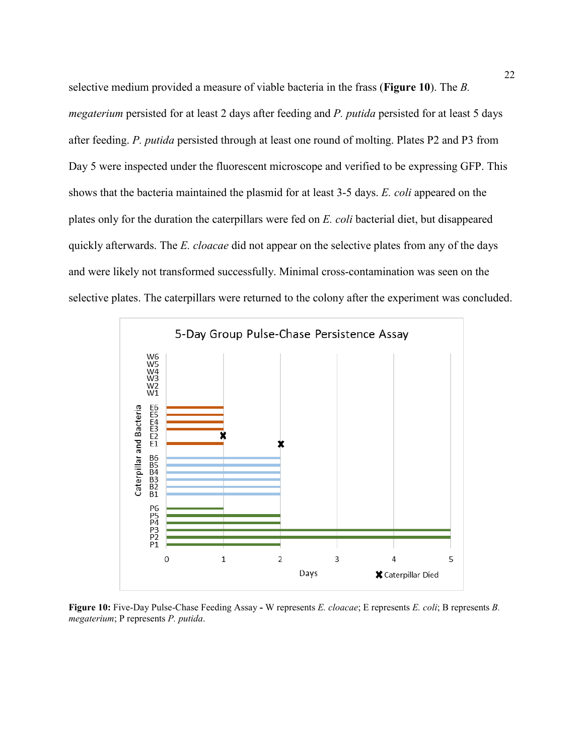selective medium provided a measure of viable bacteria in the frass (**Figure 10**). The *B. megaterium* persisted for at least 2 days after feeding and *P. putida* persisted for at least 5 days after feeding. *P. putida* persisted through at least one round of molting. Plates P2 and P3 from Day 5 were inspected under the fluorescent microscope and verified to be expressing GFP. This shows that the bacteria maintained the plasmid for at least 3-5 days. *E. coli* appeared on the plates only for the duration the caterpillars were fed on *E. coli* bacterial diet, but disappeared quickly afterwards. The *E. cloacae* did not appear on the selective plates from any of the days and were likely not transformed successfully. Minimal cross-contamination was seen on the selective plates. The caterpillars were returned to the colony after the experiment was concluded.

**Figure 10:** Five-Day Pulse-Chase Feeding Assay **-** W represents *E. cloacae*; E represents *E. coli*; B represents *B. megaterium*; P represents *P. putida*.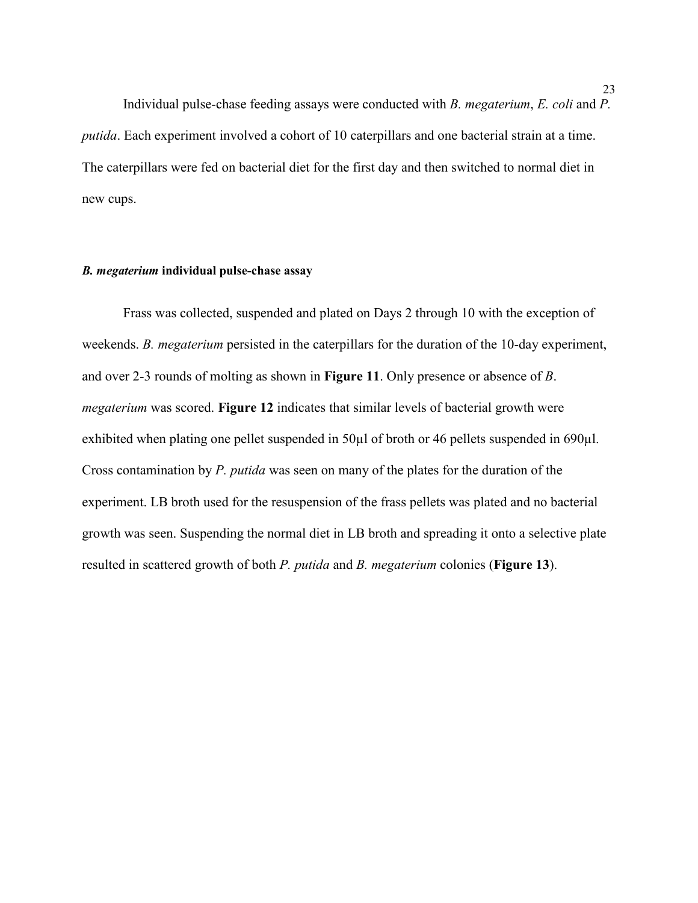Individual pulse-chase feeding assays were conducted with *B. megaterium*, *E. coli* and *P. putida*. Each experiment involved a cohort of 10 caterpillars and one bacterial strain at a time. The caterpillars were fed on bacterial diet for the first day and then switched to normal diet in new cups.

### ***B. megaterium*** **individual pulse-chase assay**

Frass was collected, suspended and plated on Days 2 through 10 with the exception of weekends. *B. megaterium* persisted in the caterpillars for the duration of the 10-day experiment, and over 2-3 rounds of molting as shown in **Figure 11**. Only presence or absence of *B. megaterium* was scored. **Figure 12** indicates that similar levels of bacterial growth were exhibited when plating one pellet suspended in 50µl of broth or 46 pellets suspended in 690µl. Cross contamination by *P. putida* was seen on many of the plates for the duration of the experiment. LB broth used for the resuspension of the frass pellets was plated and no bacterial growth was seen. Suspending the normal diet in LB broth and spreading it onto a selective plate resulted in scattered growth of both *P. putida* and *B. megaterium* colonies (**Figure 13**).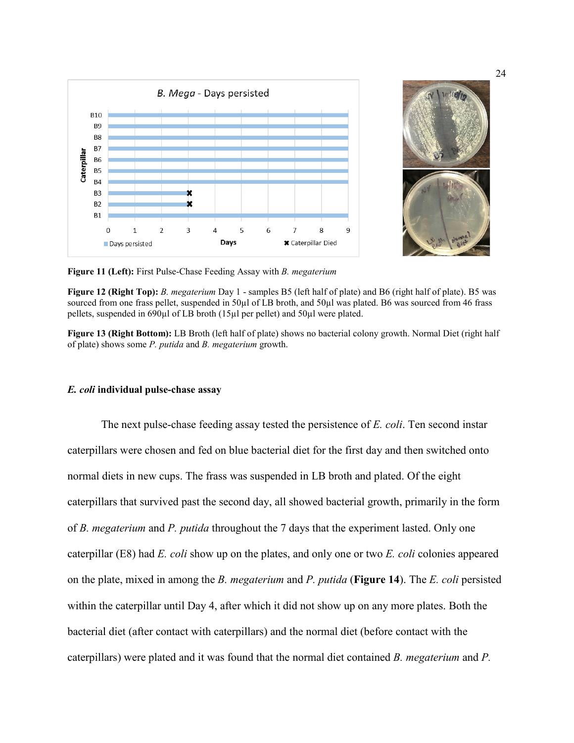**Figure 11 (Left):** First Pulse-Chase Feeding Assay with *B. megaterium*

**Figure 12 (Right Top):** *B. megaterium* Day 1 - samples B5 (left half of plate) and B6 (right half of plate). B5 was sourced from one frass pellet, suspended in 50µl of LB broth, and 50µl was plated. B6 was sourced from 46 frass pellets, suspended in 690µl of LB broth (15µl per pellet) and 50µl were plated.

**Figure 13 (Right Bottom):** LB Broth (left half of plate) shows no bacterial colony growth. Normal Diet (right half of plate) shows some *P. putida* and *B. megaterium* growth.

### *E. coli* individual pulse-chase assay

The next pulse-chase feeding assay tested the persistence of *E. coli*. Ten second instar caterpillars were chosen and fed on blue bacterial diet for the first day and then switched onto normal diets in new cups. The frass was suspended in LB broth and plated. Of the eight caterpillars that survived past the second day, all showed bacterial growth, primarily in the form of *B. megaterium* and *P. putida* throughout the 7 days that the experiment lasted. Only one caterpillar (E8) had *E. coli* show up on the plates, and only one or two *E. coli* colonies appeared on the plate, mixed in among the *B. megaterium* and *P. putida* (**Figure 14**). The *E. coli* persisted within the caterpillar until Day 4, after which it did not show up on any more plates. Both the bacterial diet (after contact with caterpillars) and the normal diet (before contact with the caterpillars) were plated and it was found that the normal diet contained *B. megaterium* and *P.*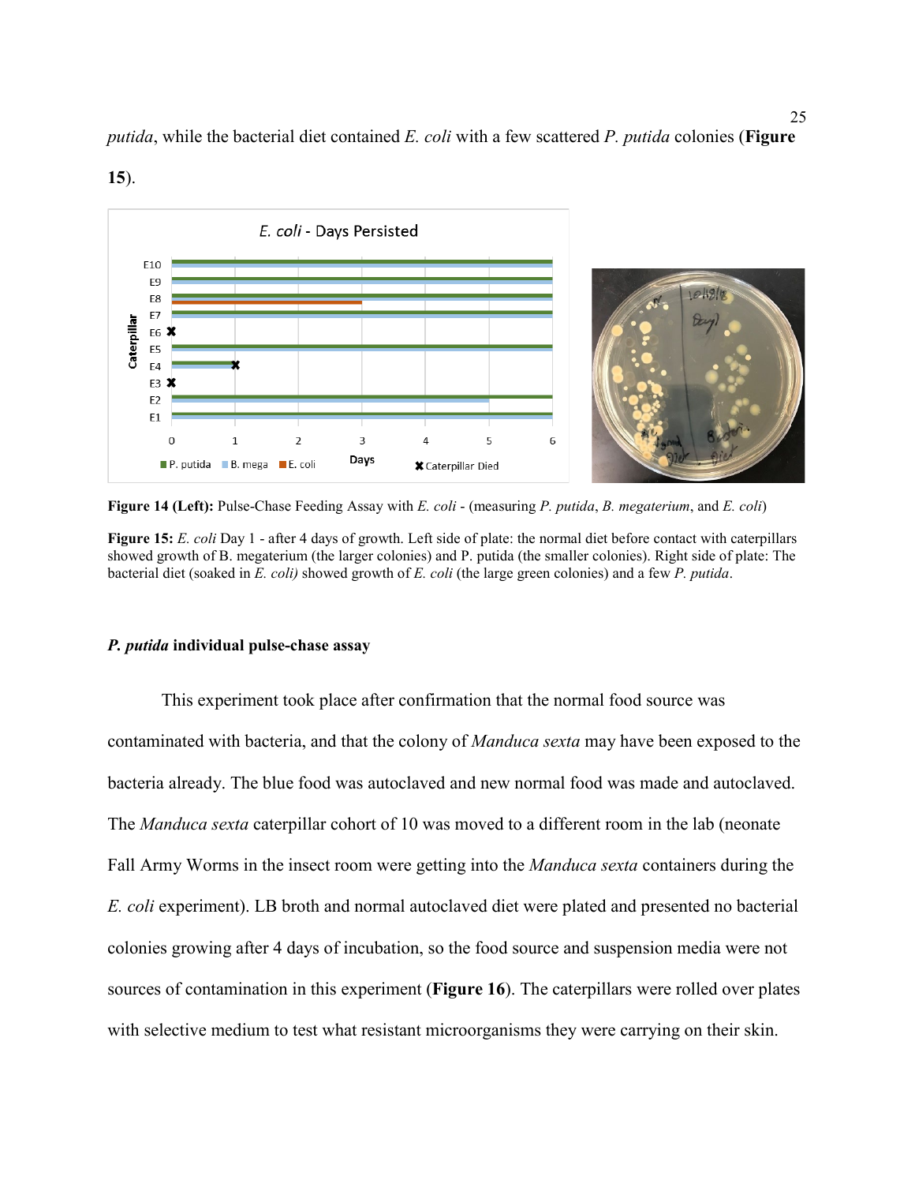*putida*, while the bacterial diet contained *E. coli* with a few scattered *P. putida* colonies (**Figure 15**).

**Figure 14 (Left):** Pulse-Chase Feeding Assay with *E. coli* - (measuring *P. putida*, *B. megaterium*, and *E. coli*)

**Figure 15:** *E. coli* Day 1 - after 4 days of growth. Left side of plate: the normal diet before contact with caterpillars showed growth of B. megaterium (the larger colonies) and P. putida (the smaller colonies). Right side of plate: The bacterial diet (soaked in *E. coli)* showed growth of *E. coli* (the large green colonies) and a few *P. putida*.

### *P. putida* individual pulse-chase assay

This experiment took place after confirmation that the normal food source was contaminated with bacteria, and that the colony of *Manduca sexta* may have been exposed to the bacteria already. The blue food was autoclaved and new normal food was made and autoclaved. The *Manduca sexta* caterpillar cohort of 10 was moved to a different room in the lab (neonate Fall Army Worms in the insect room were getting into the *Manduca sexta* containers during the *E. coli* experiment). LB broth and normal autoclaved diet were plated and presented no bacterial colonies growing after 4 days of incubation, so the food source and suspension media were not sources of contamination in this experiment (**Figure 16**). The caterpillars were rolled over plates with selective medium to test what resistant microorganisms they were carrying on their skin.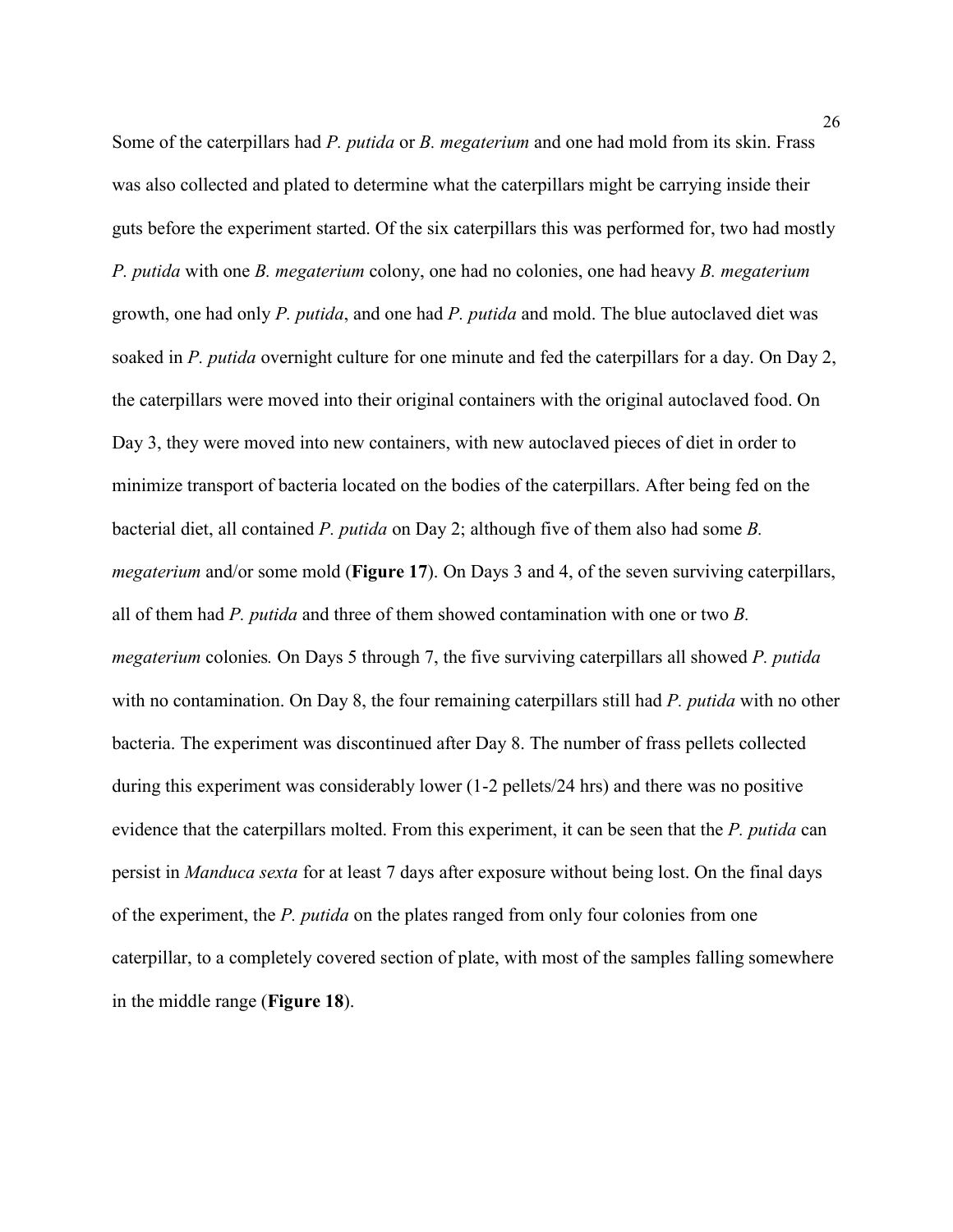Some of the caterpillars had *P. putida* or *B. megaterium* and one had mold from its skin. Frass was also collected and plated to determine what the caterpillars might be carrying inside their guts before the experiment started. Of the six caterpillars this was performed for, two had mostly *P. putida* with one *B. megaterium* colony, one had no colonies, one had heavy *B. megaterium* growth, one had only *P. putida*, and one had *P. putida* and mold. The blue autoclaved diet was soaked in *P. putida* overnight culture for one minute and fed the caterpillars for a day. On Day 2, the caterpillars were moved into their original containers with the original autoclaved food. On Day 3, they were moved into new containers, with new autoclaved pieces of diet in order to minimize transport of bacteria located on the bodies of the caterpillars. After being fed on the bacterial diet, all contained *P. putida* on Day 2; although five of them also had some *B. megaterium* and/or some mold (**Figure 17**). On Days 3 and 4, of the seven surviving caterpillars, all of them had *P. putida* and three of them showed contamination with one or two *B. megaterium* colonies*.* On Days 5 through 7, the five surviving caterpillars all showed *P. putida* with no contamination. On Day 8, the four remaining caterpillars still had *P. putida* with no other bacteria. The experiment was discontinued after Day 8. The number of frass pellets collected during this experiment was considerably lower (1-2 pellets/24 hrs) and there was no positive evidence that the caterpillars molted. From this experiment, it can be seen that the *P. putida* can persist in *Manduca sexta* for at least 7 days after exposure without being lost. On the final days of the experiment, the *P. putida* on the plates ranged from only four colonies from one caterpillar, to a completely covered section of plate, with most of the samples falling somewhere in the middle range (**Figure 18**).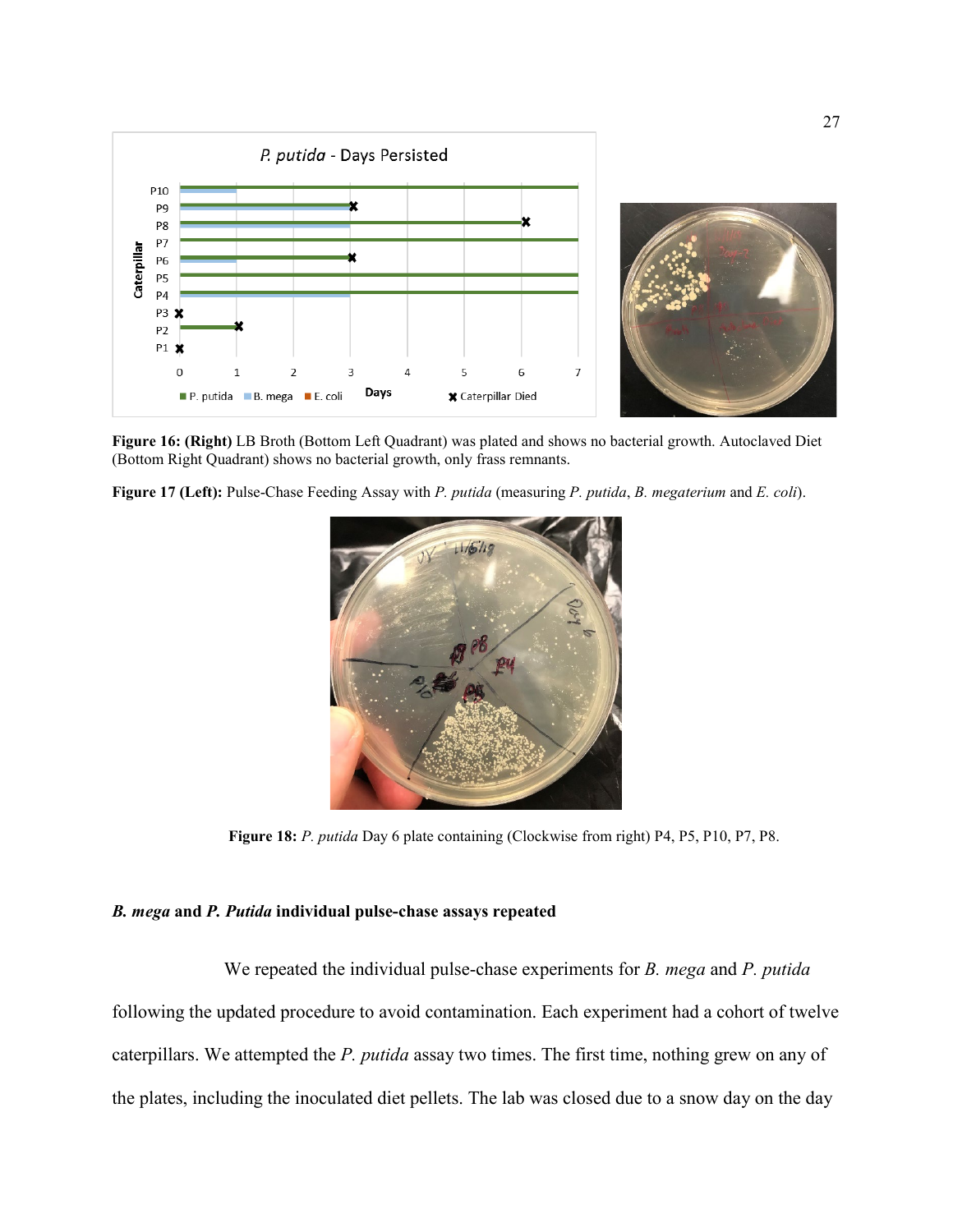**Figure 16: (Right)** LB Broth (Bottom Left Quadrant) was plated and shows no bacterial growth. Autoclaved Diet (Bottom Right Quadrant) shows no bacterial growth, only frass remnants.

**Figure 17 (Left):** Pulse-Chase Feeding Assay with *P. putida* (measuring *P. putida*, *B. megaterium* and *E. coli*).

**Figure 18:** *P. putida* Day 6 plate containing (Clockwise from right) P4, P5, P10, P7, P8.

### *B. mega* and *P. Putida* individual pulse-chase assays repeated

We repeated the individual pulse-chase experiments for *B. mega* and *P. putida* following the updated procedure to avoid contamination. Each experiment had a cohort of twelve caterpillars. We attempted the *P. putida* assay two times. The first time, nothing grew on any of the plates, including the inoculated diet pellets. The lab was closed due to a snow day on the day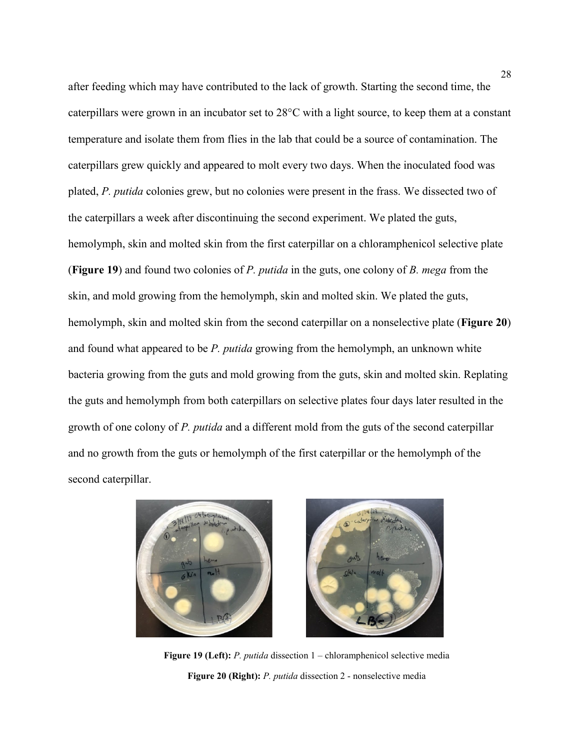after feeding which may have contributed to the lack of growth. Starting the second time, the caterpillars were grown in an incubator set to 28°C with a light source, to keep them at a constant temperature and isolate them from flies in the lab that could be a source of contamination. The caterpillars grew quickly and appeared to molt every two days. When the inoculated food was plated, *P. putida* colonies grew, but no colonies were present in the frass. We dissected two of the caterpillars a week after discontinuing the second experiment. We plated the guts, hemolymph, skin and molted skin from the first caterpillar on a chloramphenicol selective plate (**Figure 19**) and found two colonies of *P. putida* in the guts, one colony of *B. mega* from the skin, and mold growing from the hemolymph, skin and molted skin. We plated the guts, hemolymph, skin and molted skin from the second caterpillar on a nonselective plate (**Figure 20**) and found what appeared to be *P. putida* growing from the hemolymph, an unknown white bacteria growing from the guts and mold growing from the guts, skin and molted skin. Replating the guts and hemolymph from both caterpillars on selective plates four days later resulted in the growth of one colony of *P. putida* and a different mold from the guts of the second caterpillar and no growth from the guts or hemolymph of the first caterpillar or the hemolymph of the second caterpillar.

**Figure 19 (Left):** *P. putida* dissection 1 – chloramphenicol selective media

**Figure 20 (Right):** *P. putida* dissection 2 - nonselective media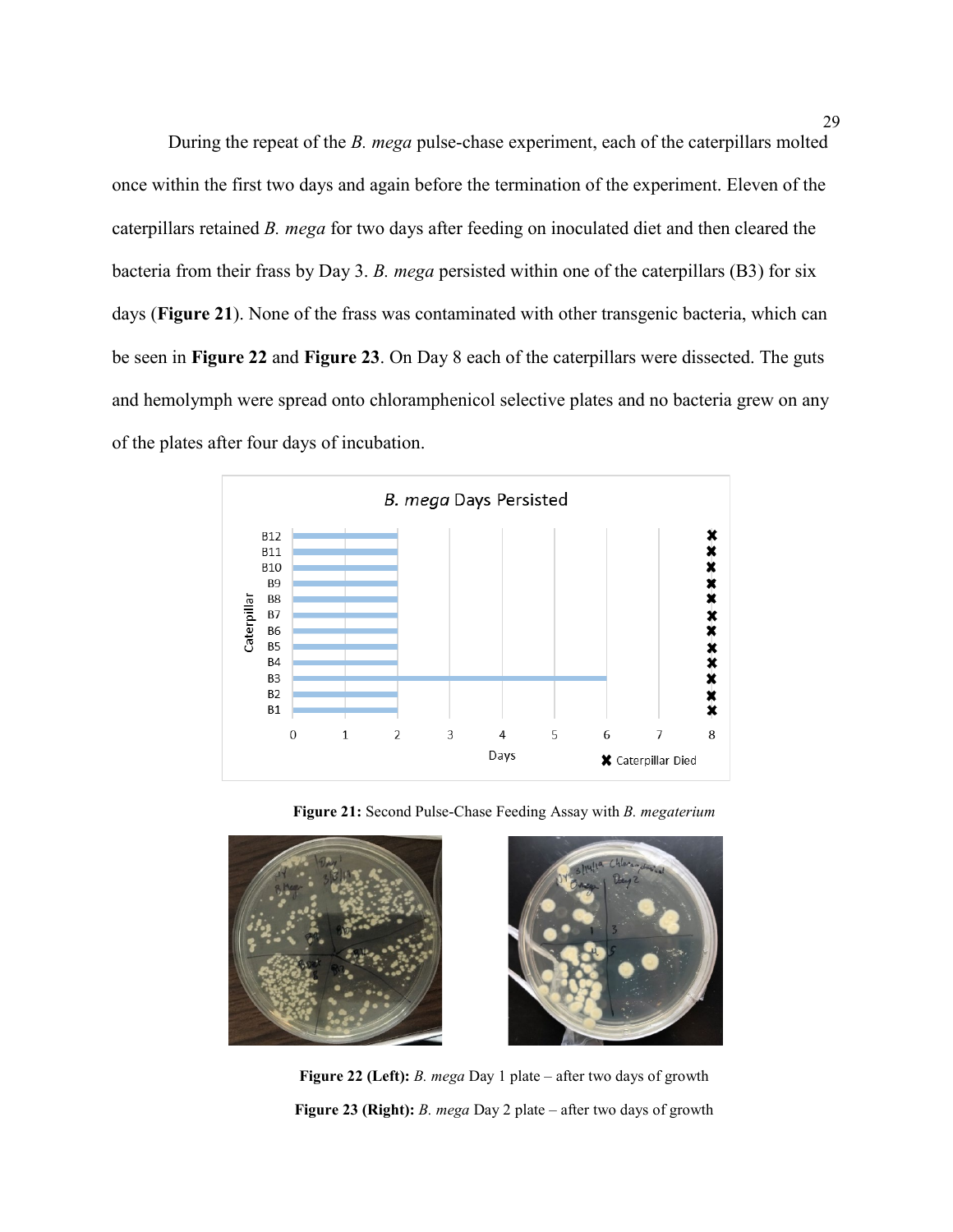During the repeat of the *B. mega* pulse-chase experiment, each of the caterpillars molted once within the first two days and again before the termination of the experiment. Eleven of the caterpillars retained *B. mega* for two days after feeding on inoculated diet and then cleared the bacteria from their frass by Day 3. *B. mega* persisted within one of the caterpillars (B3) for six days (**Figure 21**). None of the frass was contaminated with other transgenic bacteria, which can be seen in **Figure 22** and **Figure 23**. On Day 8 each of the caterpillars were dissected. The guts and hemolymph were spread onto chloramphenicol selective plates and no bacteria grew on any of the plates after four days of incubation.

**Figure 21:** Second Pulse-Chase Feeding Assay with *B. megaterium*

**Figure 22 (Left):** *B. mega* Day 1 plate – after two days of growth

**Figure 23 (Right):** *B. mega* Day 2 plate – after two days of growth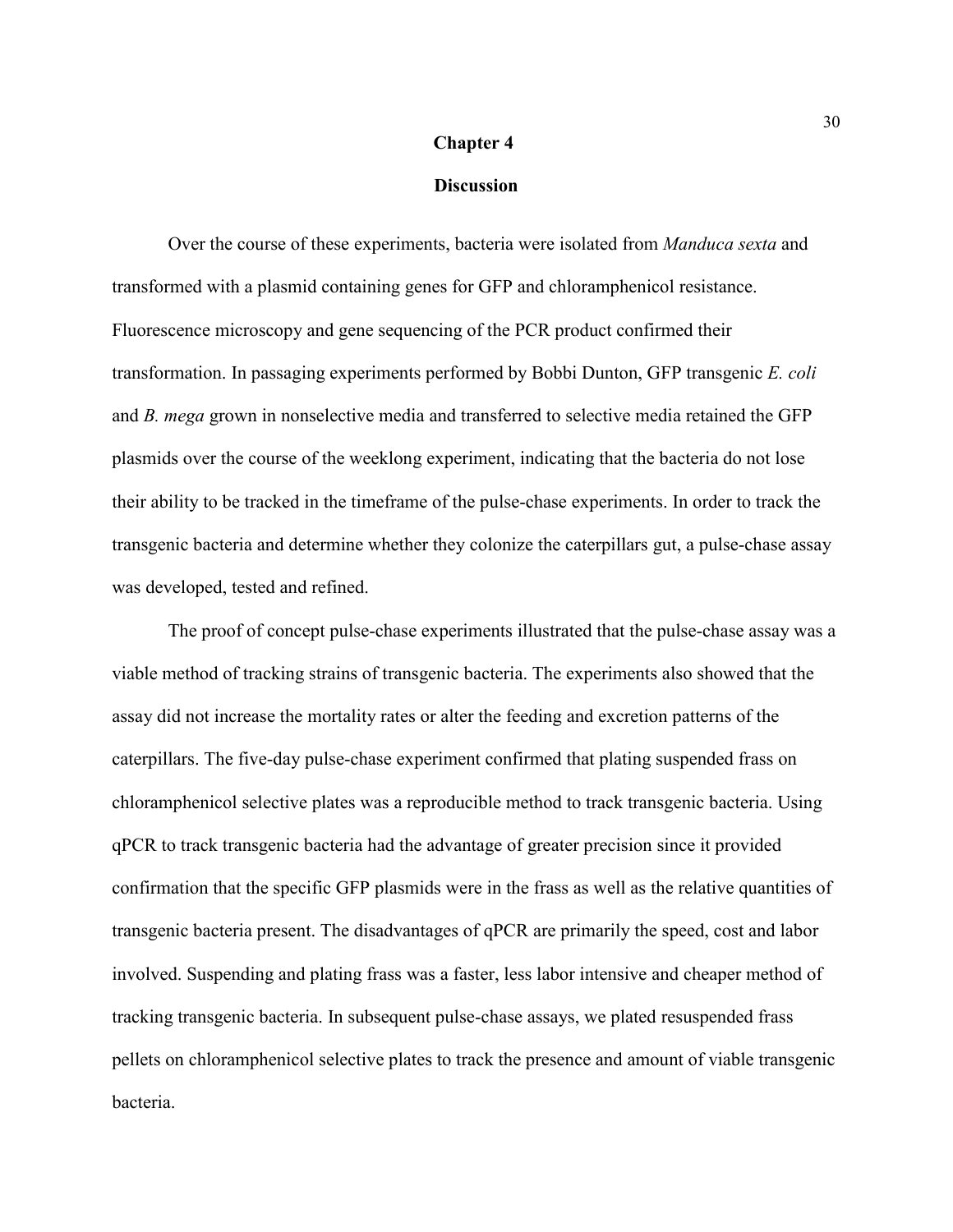# Chapter 4

## Discussion

Over the course of these experiments, bacteria were isolated from *Manduca sexta* and transformed with a plasmid containing genes for GFP and chloramphenicol resistance. Fluorescence microscopy and gene sequencing of the PCR product confirmed their transformation. In passaging experiments performed by Bobbi Dunton, GFP transgenic *E. coli* and *B. mega* grown in nonselective media and transferred to selective media retained the GFP plasmids over the course of the weeklong experiment, indicating that the bacteria do not lose their ability to be tracked in the timeframe of the pulse-chase experiments. In order to track the transgenic bacteria and determine whether they colonize the caterpillars gut, a pulse-chase assay was developed, tested and refined.

The proof of concept pulse-chase experiments illustrated that the pulse-chase assay was a viable method of tracking strains of transgenic bacteria. The experiments also showed that the assay did not increase the mortality rates or alter the feeding and excretion patterns of the caterpillars. The five-day pulse-chase experiment confirmed that plating suspended frass on chloramphenicol selective plates was a reproducible method to track transgenic bacteria. Using qPCR to track transgenic bacteria had the advantage of greater precision since it provided confirmation that the specific GFP plasmids were in the frass as well as the relative quantities of transgenic bacteria present. The disadvantages of qPCR are primarily the speed, cost and labor involved. Suspending and plating frass was a faster, less labor intensive and cheaper method of tracking transgenic bacteria. In subsequent pulse-chase assays, we plated resuspended frass pellets on chloramphenicol selective plates to track the presence and amount of viable transgenic bacteria.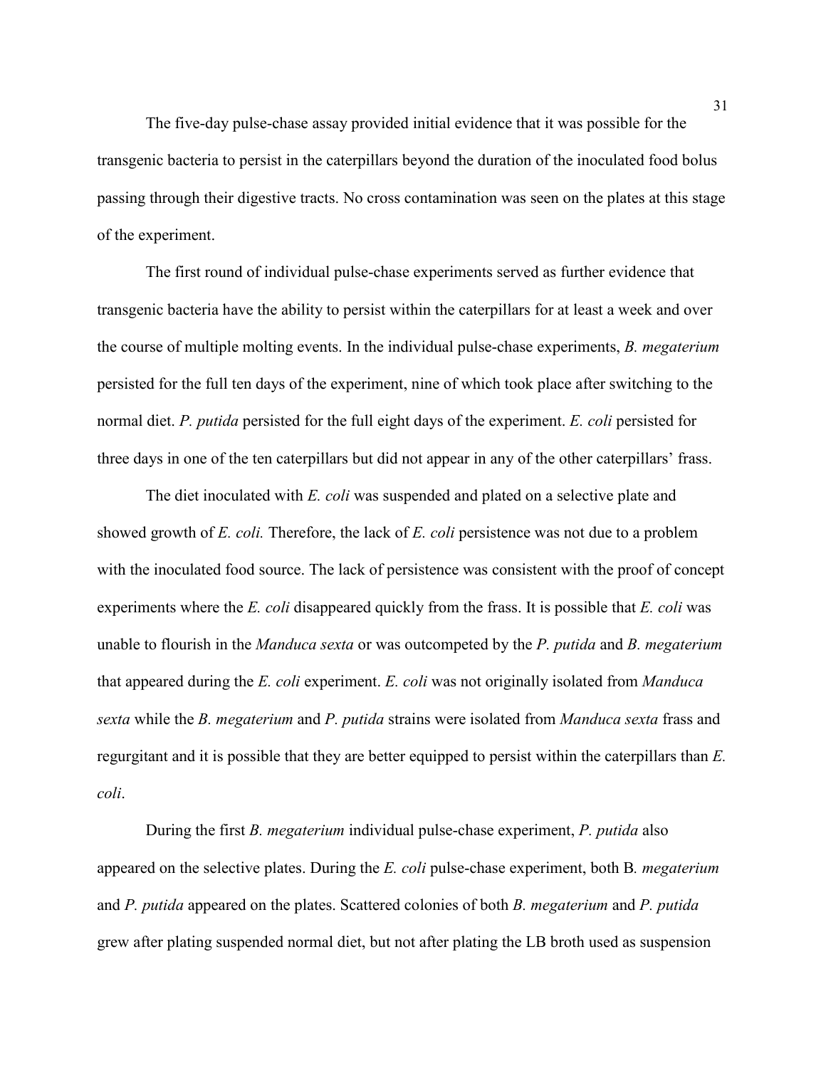The five-day pulse-chase assay provided initial evidence that it was possible for the transgenic bacteria to persist in the caterpillars beyond the duration of the inoculated food bolus passing through their digestive tracts. No cross contamination was seen on the plates at this stage of the experiment.

The first round of individual pulse-chase experiments served as further evidence that transgenic bacteria have the ability to persist within the caterpillars for at least a week and over the course of multiple molting events. In the individual pulse-chase experiments, *B. megaterium* persisted for the full ten days of the experiment, nine of which took place after switching to the normal diet. *P. putida* persisted for the full eight days of the experiment. *E. coli* persisted for three days in one of the ten caterpillars but did not appear in any of the other caterpillars' frass.

The diet inoculated with *E. coli* was suspended and plated on a selective plate and showed growth of *E. coli.* Therefore, the lack of *E. coli* persistence was not due to a problem with the inoculated food source. The lack of persistence was consistent with the proof of concept experiments where the *E. coli* disappeared quickly from the frass. It is possible that *E. coli* was unable to flourish in the *Manduca sexta* or was outcompeted by the *P. putida* and *B. megaterium* that appeared during the *E. coli* experiment. *E. coli* was not originally isolated from *Manduca sexta* while the *B. megaterium* and *P. putida* strains were isolated from *Manduca sexta* frass and regurgitant and it is possible that they are better equipped to persist within the caterpillars than *E. coli*.

During the first *B. megaterium* individual pulse-chase experiment, *P. putida* also appeared on the selective plates. During the *E. coli* pulse-chase experiment, both B*. megaterium* and *P. putida* appeared on the plates. Scattered colonies of both *B. megaterium* and *P. putida* grew after plating suspended normal diet, but not after plating the LB broth used as suspension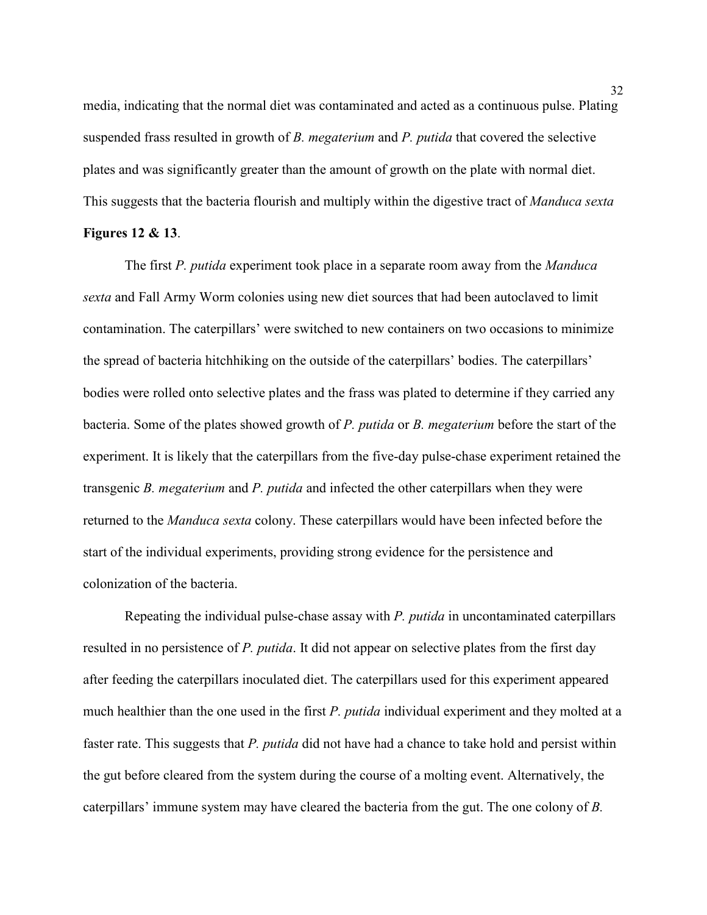media, indicating that the normal diet was contaminated and acted as a continuous pulse. Plating suspended frass resulted in growth of *B. megaterium* and *P. putida* that covered the selective plates and was significantly greater than the amount of growth on the plate with normal diet. This suggests that the bacteria flourish and multiply within the digestive tract of *Manduca sexta* **Figures 12 & 13**.

The first *P. putida* experiment took place in a separate room away from the *Manduca sexta* and Fall Army Worm colonies using new diet sources that had been autoclaved to limit contamination. The caterpillars' were switched to new containers on two occasions to minimize the spread of bacteria hitchhiking on the outside of the caterpillars' bodies. The caterpillars' bodies were rolled onto selective plates and the frass was plated to determine if they carried any bacteria. Some of the plates showed growth of *P. putida* or *B. megaterium* before the start of the experiment. It is likely that the caterpillars from the five-day pulse-chase experiment retained the transgenic *B. megaterium* and *P. putida* and infected the other caterpillars when they were returned to the *Manduca sexta* colony. These caterpillars would have been infected before the start of the individual experiments, providing strong evidence for the persistence and colonization of the bacteria.

Repeating the individual pulse-chase assay with *P. putida* in uncontaminated caterpillars resulted in no persistence of *P. putida*. It did not appear on selective plates from the first day after feeding the caterpillars inoculated diet. The caterpillars used for this experiment appeared much healthier than the one used in the first *P. putida* individual experiment and they molted at a faster rate. This suggests that *P. putida* did not have had a chance to take hold and persist within the gut before cleared from the system during the course of a molting event. Alternatively, the caterpillars' immune system may have cleared the bacteria from the gut. The one colony of *B.*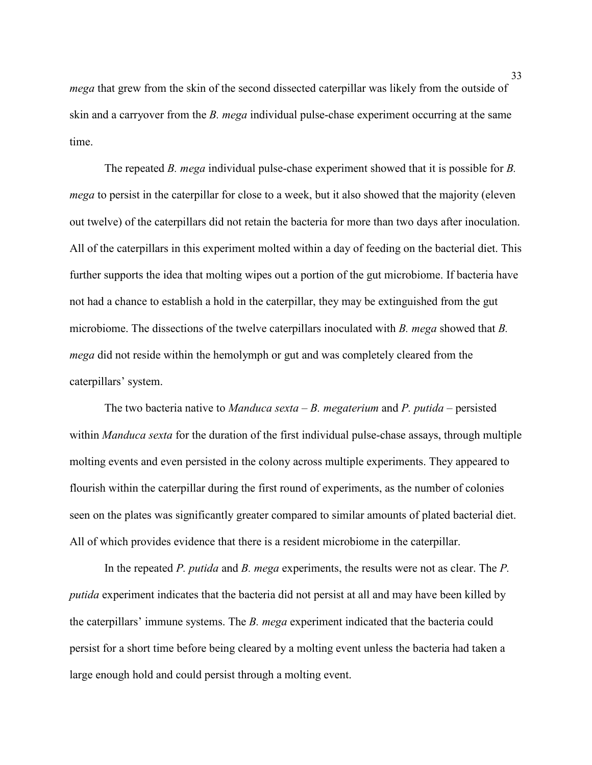*mega* that grew from the skin of the second dissected caterpillar was likely from the outside of skin and a carryover from the *B. mega* individual pulse-chase experiment occurring at the same time.

The repeated *B. mega* individual pulse-chase experiment showed that it is possible for *B. mega* to persist in the caterpillar for close to a week, but it also showed that the majority (eleven out twelve) of the caterpillars did not retain the bacteria for more than two days after inoculation. All of the caterpillars in this experiment molted within a day of feeding on the bacterial diet. This further supports the idea that molting wipes out a portion of the gut microbiome. If bacteria have not had a chance to establish a hold in the caterpillar, they may be extinguished from the gut microbiome. The dissections of the twelve caterpillars inoculated with *B. mega* showed that *B. mega* did not reside within the hemolymph or gut and was completely cleared from the caterpillars' system.

The two bacteria native to *Manduca sexta* – *B. megaterium* and *P. putida* – persisted within *Manduca sexta* for the duration of the first individual pulse-chase assays, through multiple molting events and even persisted in the colony across multiple experiments. They appeared to flourish within the caterpillar during the first round of experiments, as the number of colonies seen on the plates was significantly greater compared to similar amounts of plated bacterial diet. All of which provides evidence that there is a resident microbiome in the caterpillar.

In the repeated *P. putida* and *B. mega* experiments, the results were not as clear. The *P. putida* experiment indicates that the bacteria did not persist at all and may have been killed by the caterpillars' immune systems. The *B. mega* experiment indicated that the bacteria could persist for a short time before being cleared by a molting event unless the bacteria had taken a large enough hold and could persist through a molting event.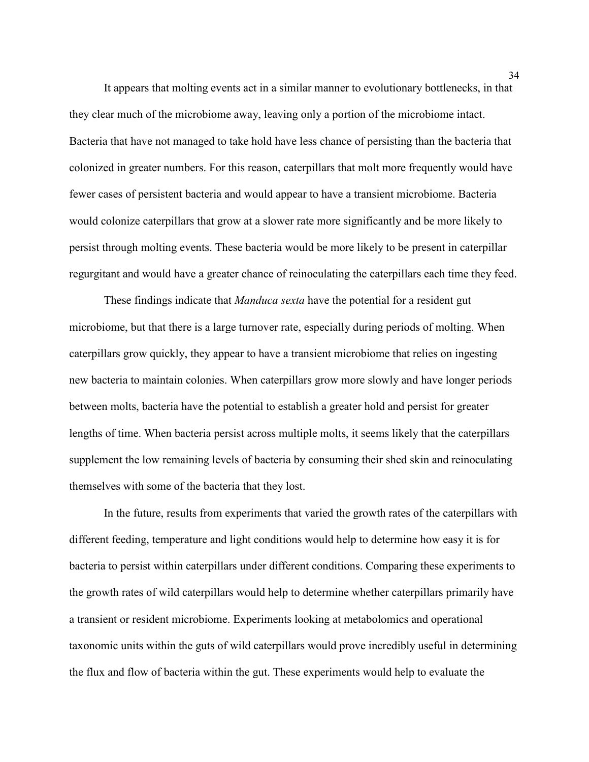It appears that molting events act in a similar manner to evolutionary bottlenecks, in that they clear much of the microbiome away, leaving only a portion of the microbiome intact. Bacteria that have not managed to take hold have less chance of persisting than the bacteria that colonized in greater numbers. For this reason, caterpillars that molt more frequently would have fewer cases of persistent bacteria and would appear to have a transient microbiome. Bacteria would colonize caterpillars that grow at a slower rate more significantly and be more likely to persist through molting events. These bacteria would be more likely to be present in caterpillar regurgitant and would have a greater chance of reinoculating the caterpillars each time they feed.

These findings indicate that *Manduca sexta* have the potential for a resident gut microbiome, but that there is a large turnover rate, especially during periods of molting. When caterpillars grow quickly, they appear to have a transient microbiome that relies on ingesting new bacteria to maintain colonies. When caterpillars grow more slowly and have longer periods between molts, bacteria have the potential to establish a greater hold and persist for greater lengths of time. When bacteria persist across multiple molts, it seems likely that the caterpillars supplement the low remaining levels of bacteria by consuming their shed skin and reinoculating themselves with some of the bacteria that they lost.

In the future, results from experiments that varied the growth rates of the caterpillars with different feeding, temperature and light conditions would help to determine how easy it is for bacteria to persist within caterpillars under different conditions. Comparing these experiments to the growth rates of wild caterpillars would help to determine whether caterpillars primarily have a transient or resident microbiome. Experiments looking at metabolomics and operational taxonomic units within the guts of wild caterpillars would prove incredibly useful in determining the flux and flow of bacteria within the gut. These experiments would help to evaluate the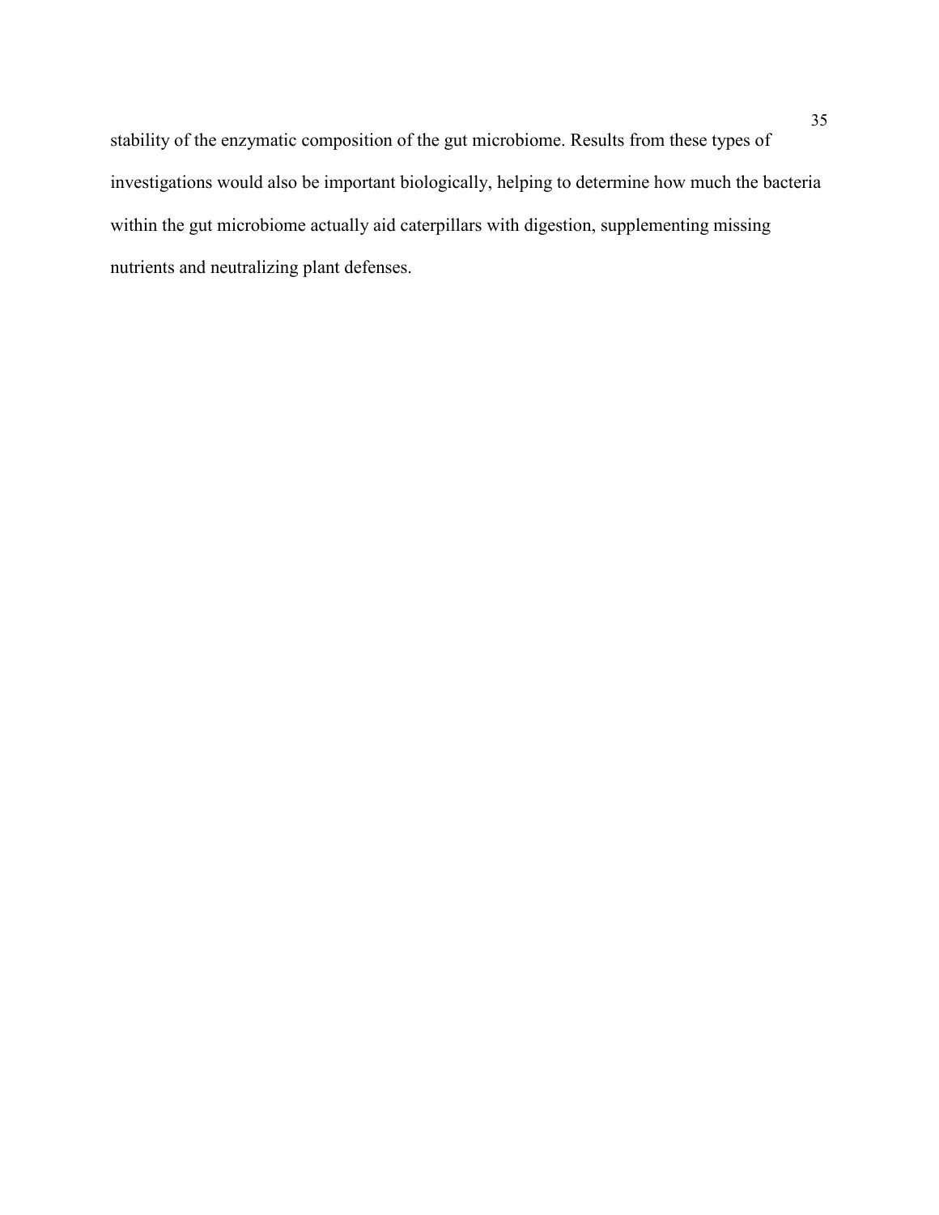stability of the enzymatic composition of the gut microbiome. Results from these types of investigations would also be important biologically, helping to determine how much the bacteria within the gut microbiome actually aid caterpillars with digestion, supplementing missing nutrients and neutralizing plant defenses.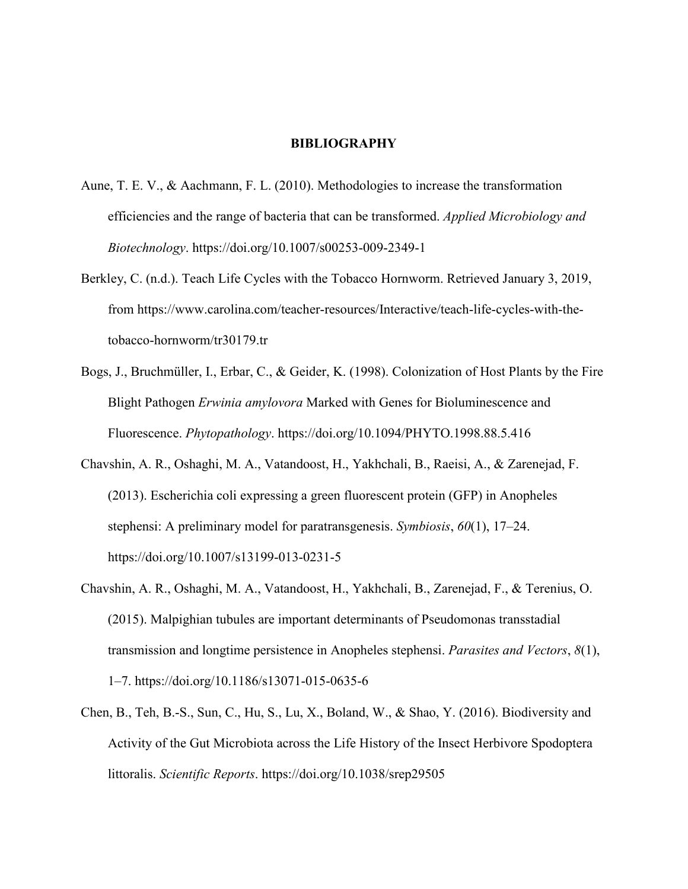# BIBLIOGRAPHY

Aune, T. E. V., & Aachmann, F. L. (2010). Methodologies to increase the transformation efficiencies and the range of bacteria that can be transformed. *Applied Microbiology and Biotechnology*. https://doi.org/10.1007/s00253-009-2349-1

Berkley, C. (n.d.). Teach Life Cycles with the Tobacco Hornworm. Retrieved January 3, 2019, from https://www.carolina.com/teacher-resources/Interactive/teach-life-cycles-with-the-tobacco-hornworm/tr30179.tr

Bogs, J., Bruchmüller, I., Erbar, C., & Geider, K. (1998). Colonization of Host Plants by the Fire Blight Pathogen *Erwinia amylovora* Marked with Genes for Bioluminescence and Fluorescence. *Phytopathology*. https://doi.org/10.1094/PHYTO.1998.88.5.416

Chavshin, A. R., Oshaghi, M. A., Vatandoost, H., Yakhchali, B., Raeisi, A., & Zarenejad, F. (2013). Escherichia coli expressing a green fluorescent protein (GFP) in Anopheles stephensi: A preliminary model for paratransgenesis. *Symbiosis*, *60*(1), 17–24. https://doi.org/10.1007/s13199-013-0231-5

Chavshin, A. R., Oshaghi, M. A., Vatandoost, H., Yakhchali, B., Zarenejad, F., & Terenius, O. (2015). Malpighian tubules are important determinants of Pseudomonas transstadial transmission and longtime persistence in Anopheles stephensi. *Parasites and Vectors*, *8*(1), 1–7. https://doi.org/10.1186/s13071-015-0635-6

Chen, B., Teh, B.-S., Sun, C., Hu, S., Lu, X., Boland, W., & Shao, Y. (2016). Biodiversity and Activity of the Gut Microbiota across the Life History of the Insect Herbivore Spodoptera littoralis. *Scientific Reports*. https://doi.org/10.1038/srep29505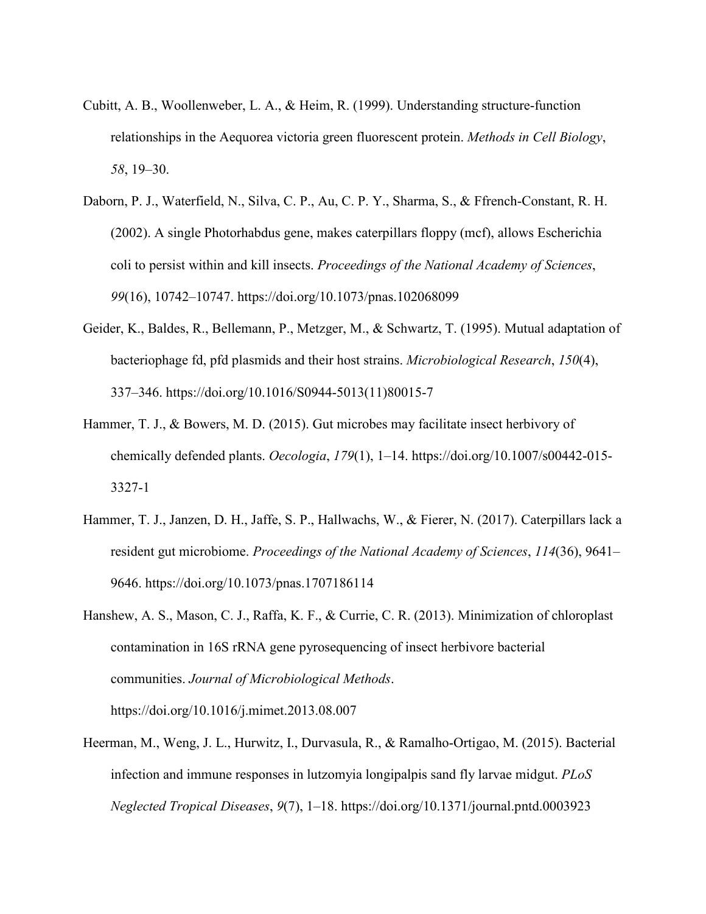Cubitt, A. B., Woollenweber, L. A., & Heim, R. (1999). Understanding structure-function relationships in the Aequorea victoria green fluorescent protein. *Methods in Cell Biology*, *58*, 19–30.

Daborn, P. J., Waterfield, N., Silva, C. P., Au, C. P. Y., Sharma, S., & Ffrench-Constant, R. H. (2002). A single Photorhabdus gene, makes caterpillars floppy (mcf), allows Escherichia coli to persist within and kill insects. *Proceedings of the National Academy of Sciences*, *99*(16), 10742–10747. https://doi.org/10.1073/pnas.102068099

Geider, K., Baldes, R., Bellemann, P., Metzger, M., & Schwartz, T. (1995). Mutual adaptation of bacteriophage fd, pfd plasmids and their host strains. *Microbiological Research*, *150*(4), 337–346. https://doi.org/10.1016/S0944-5013(11)80015-7

Hammer, T. J., & Bowers, M. D. (2015). Gut microbes may facilitate insect herbivory of chemically defended plants. *Oecologia*, *179*(1), 1–14. https://doi.org/10.1007/s00442-015-3327-1

Hammer, T. J., Janzen, D. H., Jaffe, S. P., Hallwachs, W., & Fierer, N. (2017). Caterpillars lack a resident gut microbiome. *Proceedings of the National Academy of Sciences*, *114*(36), 9641–9646. https://doi.org/10.1073/pnas.1707186114

Hanshew, A. S., Mason, C. J., Raffa, K. F., & Currie, C. R. (2013). Minimization of chloroplast contamination in 16S rRNA gene pyrosequencing of insect herbivore bacterial communities. *Journal of Microbiological Methods*. https://doi.org/10.1016/j.mimet.2013.08.007

Heerman, M., Weng, J. L., Hurwitz, I., Durvasula, R., & Ramalho-Ortigao, M. (2015). Bacterial infection and immune responses in lutzomyia longipalpis sand fly larvae midgut. *PLoS Neglected Tropical Diseases*, *9*(7), 1–18. https://doi.org/10.1371/journal.pntd.0003923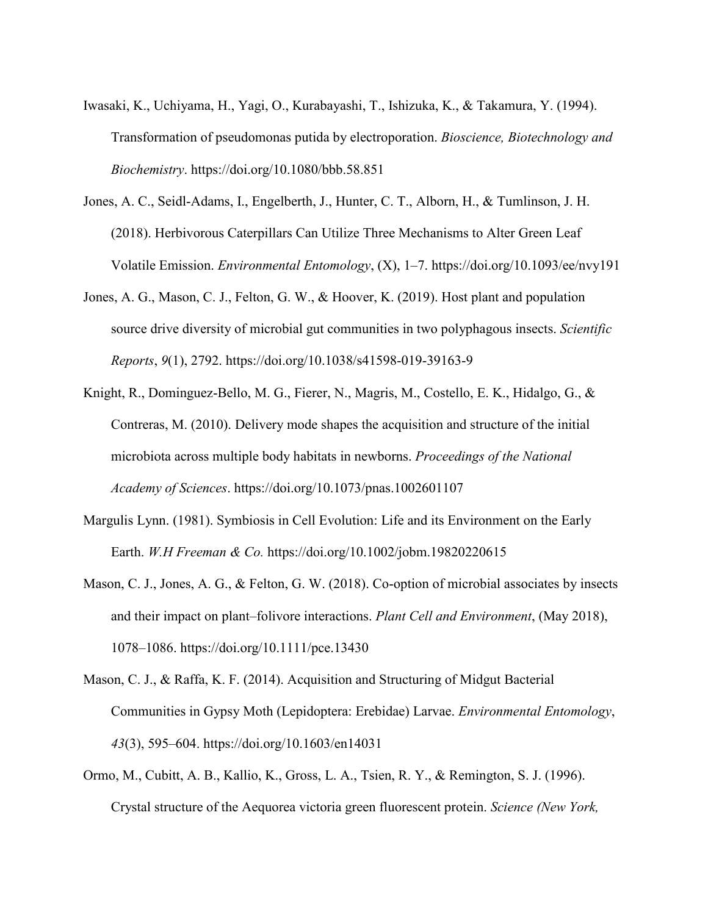Iwasaki, K., Uchiyama, H., Yagi, O., Kurabayashi, T., Ishizuka, K., & Takamura, Y. (1994). Transformation of pseudomonas putida by electroporation. *Bioscience, Biotechnology and Biochemistry*. https://doi.org/10.1080/bbb.58.851

Jones, A. C., Seidl-Adams, I., Engelberth, J., Hunter, C. T., Alborn, H., & Tumlinson, J. H. (2018). Herbivorous Caterpillars Can Utilize Three Mechanisms to Alter Green Leaf Volatile Emission. *Environmental Entomology*, (X), 1–7. https://doi.org/10.1093/ee/nvy191

Jones, A. G., Mason, C. J., Felton, G. W., & Hoover, K. (2019). Host plant and population source drive diversity of microbial gut communities in two polyphagous insects. *Scientific Reports*, *9*(1), 2792. https://doi.org/10.1038/s41598-019-39163-9

Knight, R., Dominguez-Bello, M. G., Fierer, N., Magris, M., Costello, E. K., Hidalgo, G., & Contreras, M. (2010). Delivery mode shapes the acquisition and structure of the initial microbiota across multiple body habitats in newborns. *Proceedings of the National Academy of Sciences*. https://doi.org/10.1073/pnas.1002601107

Margulis Lynn. (1981). Symbiosis in Cell Evolution: Life and its Environment on the Early Earth. *W.H Freeman & Co.* https://doi.org/10.1002/jobm.19820220615

Mason, C. J., Jones, A. G., & Felton, G. W. (2018). Co-option of microbial associates by insects and their impact on plant–folivore interactions. *Plant Cell and Environment*, (May 2018), 1078–1086. https://doi.org/10.1111/pce.13430

Mason, C. J., & Raffa, K. F. (2014). Acquisition and Structuring of Midgut Bacterial Communities in Gypsy Moth (Lepidoptera: Erebidae) Larvae. *Environmental Entomology*, *43*(3), 595–604. https://doi.org/10.1603/en14031

Ormo, M., Cubitt, A. B., Kallio, K., Gross, L. A., Tsien, R. Y., & Remington, S. J. (1996). Crystal structure of the Aequorea victoria green fluorescent protein. *Science (New York,*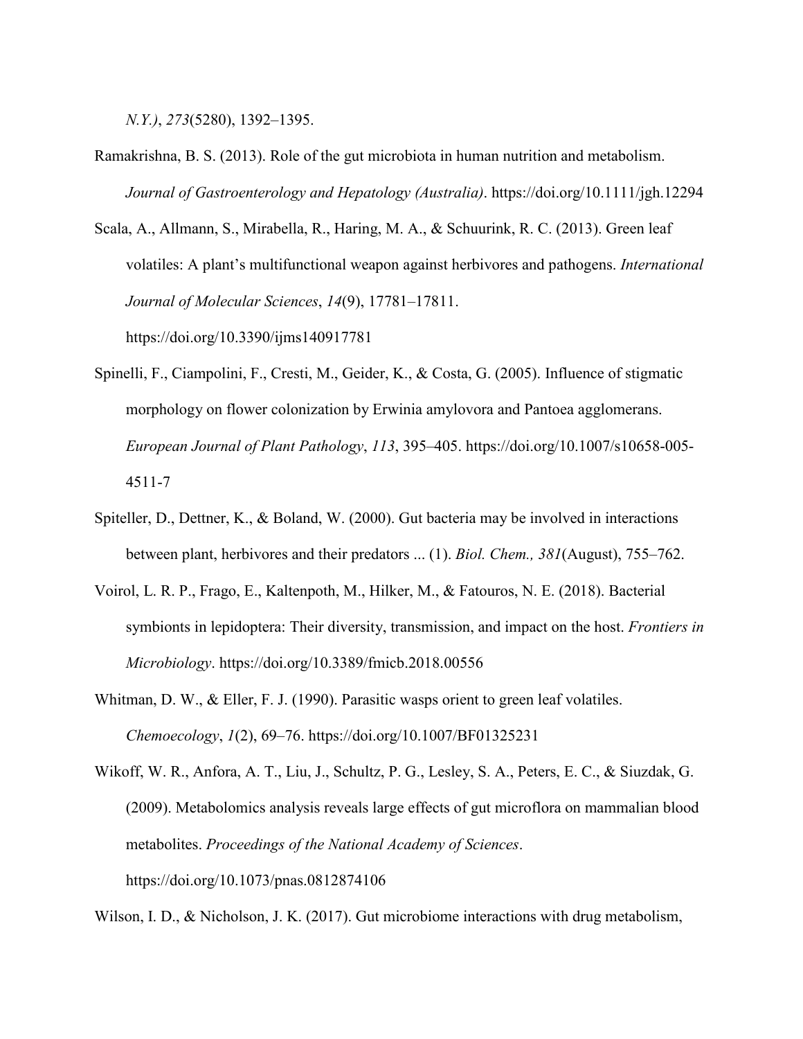*N.Y.)*, *273*(5280), 1392–1395.

Ramakrishna, B. S. (2013). Role of the gut microbiota in human nutrition and metabolism. *Journal of Gastroenterology and Hepatology (Australia)*. https://doi.org/10.1111/jgh.12294

Scala, A., Allmann, S., Mirabella, R., Haring, M. A., & Schuurink, R. C. (2013). Green leaf volatiles: A plant's multifunctional weapon against herbivores and pathogens. *International Journal of Molecular Sciences*, *14*(9), 17781–17811. https://doi.org/10.3390/ijms140917781

Spinelli, F., Ciampolini, F., Cresti, M., Geider, K., & Costa, G. (2005). Influence of stigmatic morphology on flower colonization by Erwinia amylovora and Pantoea agglomerans. *European Journal of Plant Pathology*, *113*, 395–405. https://doi.org/10.1007/s10658-005-4511-7

Spiteller, D., Dettner, K., & Boland, W. (2000). Gut bacteria may be involved in interactions between plant, herbivores and their predators ... (1). *Biol. Chem., 381*(August), 755–762.

Voirol, L. R. P., Frago, E., Kaltenpoth, M., Hilker, M., & Fatouros, N. E. (2018). Bacterial symbionts in lepidoptera: Their diversity, transmission, and impact on the host. *Frontiers in Microbiology*. https://doi.org/10.3389/fmicb.2018.00556

Whitman, D. W., & Eller, F. J. (1990). Parasitic wasps orient to green leaf volatiles. *Chemoecology*, *1*(2), 69–76. https://doi.org/10.1007/BF01325231

Wikoff, W. R., Anfora, A. T., Liu, J., Schultz, P. G., Lesley, S. A., Peters, E. C., & Siuzdak, G. (2009). Metabolomics analysis reveals large effects of gut microflora on mammalian blood metabolites. *Proceedings of the National Academy of Sciences*. https://doi.org/10.1073/pnas.0812874106

Wilson, I. D., & Nicholson, J. K. (2017). Gut microbiome interactions with drug metabolism,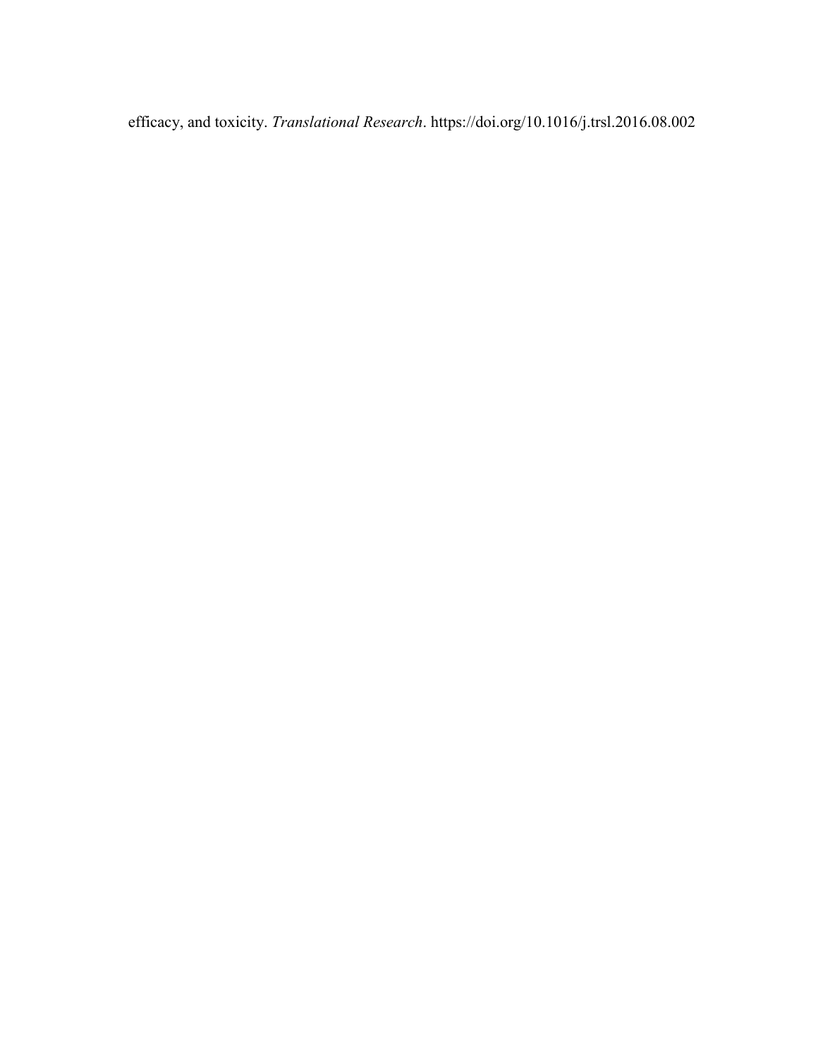efficacy, and toxicity. *Translational Research*. https://doi.org/10.1016/j.trsl.2016.08.002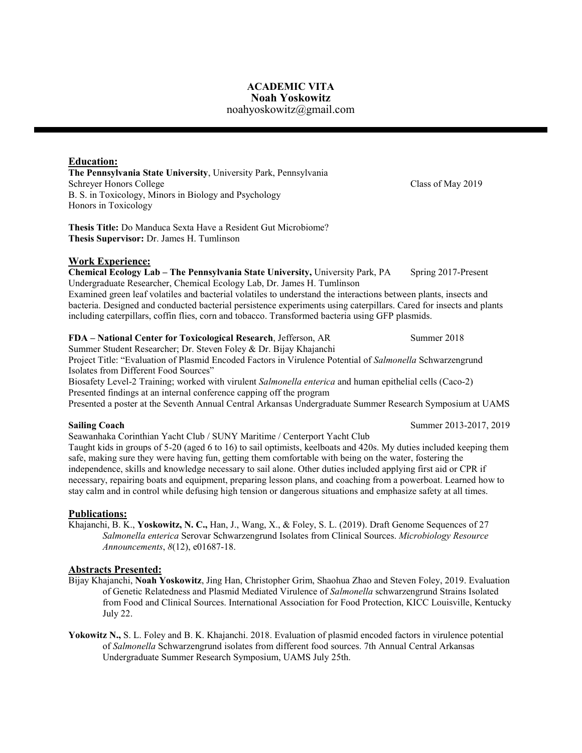# ACADEMIC VITA
## Noah Yoskowitz
noahyoskowitz@gmail.com

---

## Education:

**The Pennsylvania State University**, University Park, Pennsylvania
Schreyer Honors College — Class of May 2019
B. S. in Toxicology, Minors in Biology and Psychology
Honors in Toxicology

**Thesis Title:** Do Manduca Sexta Have a Resident Gut Microbiome?
**Thesis Supervisor:** Dr. James H. Tumlinson

## Work Experience:

**Chemical Ecology Lab – The Pennsylvania State University,** University Park, PA — Spring 2017-Present
Undergraduate Researcher, Chemical Ecology Lab, Dr. James H. Tumlinson
Examined green leaf volatiles and bacterial volatiles to understand the interactions between plants, insects and bacteria. Designed and conducted bacterial persistence experiments using caterpillars. Cared for insects and plants including caterpillars, coffin flies, corn and tobacco. Transformed bacteria using GFP plasmids.

**FDA – National Center for Toxicological Research**, Jefferson, AR — Summer 2018
Summer Student Researcher; Dr. Steven Foley & Dr. Bijay Khajanchi
Project Title: "Evaluation of Plasmid Encoded Factors in Virulence Potential of *Salmonella* Schwarzengrund Isolates from Different Food Sources"
Biosafety Level-2 Training; worked with virulent *Salmonella enterica* and human epithelial cells (Caco-2)
Presented findings at an internal conference capping off the program
Presented a poster at the Seventh Annual Central Arkansas Undergraduate Summer Research Symposium at UAMS

**Sailing Coach** — Summer 2013-2017, 2019
Seawanhaka Corinthian Yacht Club / SUNY Maritime / Centerport Yacht Club
Taught kids in groups of 5-20 (aged 6 to 16) to sail optimists, keelboats and 420s. My duties included keeping them safe, making sure they were having fun, getting them comfortable with being on the water, fostering the independence, skills and knowledge necessary to sail alone. Other duties included applying first aid or CPR if necessary, repairing boats and equipment, preparing lesson plans, and coaching from a powerboat. Learned how to stay calm and in control while defusing high tension or dangerous situations and emphasize safety at all times.

## Publications:

Khajanchi, B. K., **Yoskowitz, N. C.,** Han, J., Wang, X., & Foley, S. L. (2019). Draft Genome Sequences of 27 *Salmonella enterica* Serovar Schwarzengrund Isolates from Clinical Sources. *Microbiology Resource Announcements*, *8*(12), e01687-18.

## Abstracts Presented:

Bijay Khajanchi, **Noah Yoskowitz**, Jing Han, Christopher Grim, Shaohua Zhao and Steven Foley, 2019. Evaluation of Genetic Relatedness and Plasmid Mediated Virulence of *Salmonella* schwarzengrund Strains Isolated from Food and Clinical Sources. International Association for Food Protection, KICC Louisville, Kentucky July 22.

**Yokowitz N.,** S. L. Foley and B. K. Khajanchi. 2018. Evaluation of plasmid encoded factors in virulence potential of *Salmonella* Schwarzengrund isolates from different food sources. 7th Annual Central Arkansas Undergraduate Summer Research Symposium, UAMS July 25th.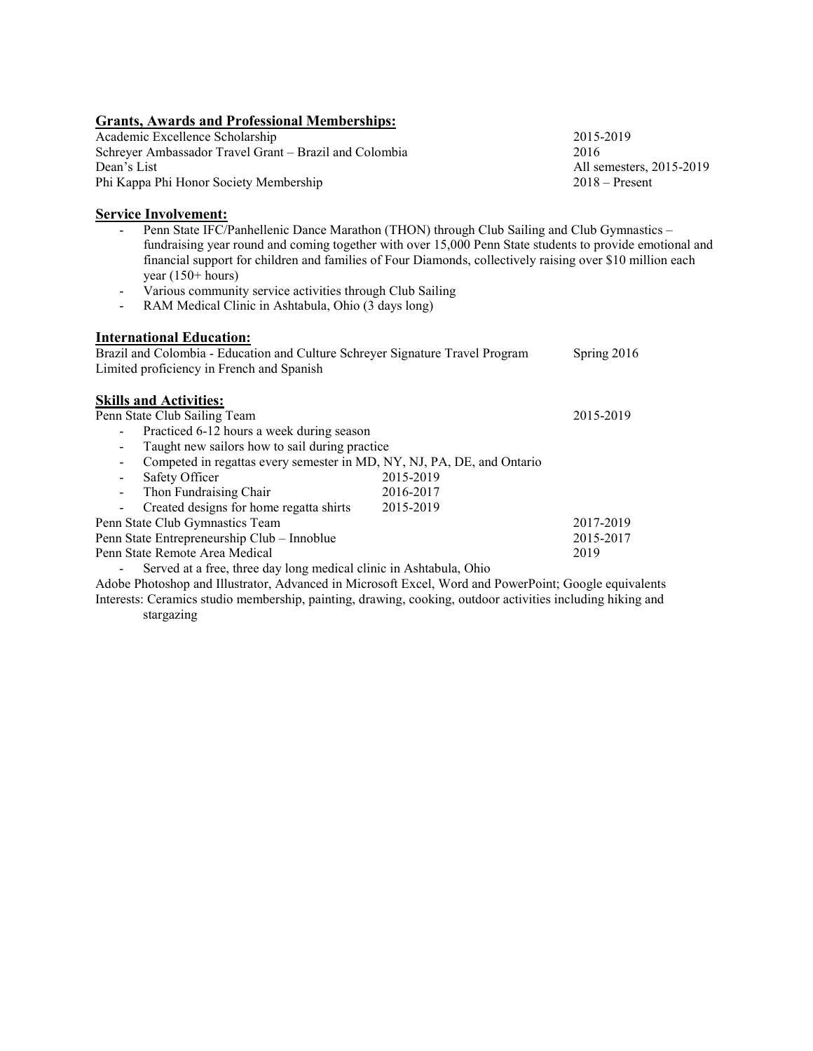## Grants, Awards and Professional Memberships:

Academic Excellence Scholarship 2015-2019
Schreyer Ambassador Travel Grant – Brazil and Colombia 2016
Dean's List All semesters, 2015-2019
Phi Kappa Phi Honor Society Membership 2018 – Present

## Service Involvement:

- Penn State IFC/Panhellenic Dance Marathon (THON) through Club Sailing and Club Gymnastics – fundraising year round and coming together with over 15,000 Penn State students to provide emotional and financial support for children and families of Four Diamonds, collectively raising over $10 million each year (150+ hours)
- Various community service activities through Club Sailing
- RAM Medical Clinic in Ashtabula, Ohio (3 days long)

## International Education:

Brazil and Colombia - Education and Culture Schreyer Signature Travel Program Spring 2016
Limited proficiency in French and Spanish

## Skills and Activities:

Penn State Club Sailing Team 2015-2019

- Practiced 6-12 hours a week during season
- Taught new sailors how to sail during practice
- Competed in regattas every semester in MD, NY, NJ, PA, DE, and Ontario
- Safety Officer 2015-2019
- Thon Fundraising Chair 2016-2017
- Created designs for home regatta shirts 2015-2019

Penn State Club Gymnastics Team 2017-2019
Penn State Entrepreneurship Club – Innoblue 2015-2017
Penn State Remote Area Medical 2019

- Served at a free, three day long medical clinic in Ashtabula, Ohio

Adobe Photoshop and Illustrator, Advanced in Microsoft Excel, Word and PowerPoint; Google equivalents
Interests: Ceramics studio membership, painting, drawing, cooking, outdoor activities including hiking and stargazing